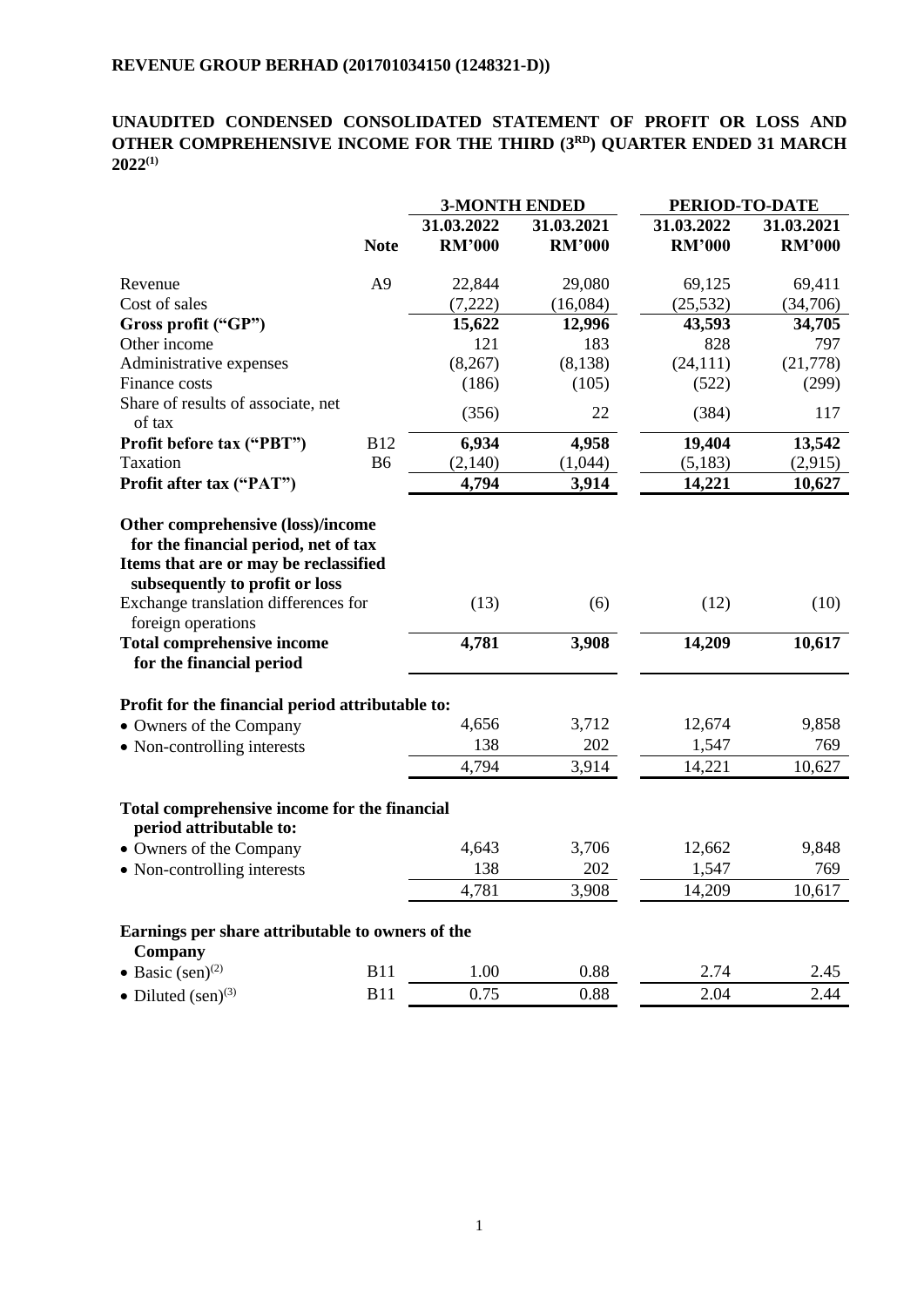**REVENUE GROUP BERHAD (201701034150 (1248321-D))**

**UNAUDITED CONDENSED CONSOLIDATED STATEMENT OF PROFIT OR LOSS AND OTHER COMPREHENSIVE INCOME FOR THE THIRD (3RD) QUARTER ENDED 31 MARCH 2022(1)**

| | | 3-MONTH ENDED | | PERIOD-TO-DATE | |
|---|---|---|---|---|---|
| | **Note** | **31.03.2022 RM'000** | **31.03.2021 RM'000** | **31.03.2022 RM'000** | **31.03.2021 RM'000** |
| Revenue | A9 | 22,844 | 29,080 | 69,125 | 69,411 |
| Cost of sales | | (7,222) | (16,084) | (25,532) | (34,706) |
| **Gross profit ("GP")** | | **15,622** | **12,996** | **43,593** | **34,705** |
| Other income | | 121 | 183 | 828 | 797 |
| Administrative expenses | | (8,267) | (8,138) | (24,111) | (21,778) |
| Finance costs | | (186) | (105) | (522) | (299) |
| Share of results of associate, net of tax | | (356) | 22 | (384) | 117 |
| **Profit before tax ("PBT")** | B12 | **6,934** | **4,958** | **19,404** | **13,542** |
| Taxation | B6 | (2,140) | (1,044) | (5,183) | (2,915) |
| **Profit after tax ("PAT")** | | **4,794** | **3,914** | **14,221** | **10,627** |
| **Other comprehensive (loss)/income for the financial period, net of tax** | | | | | |
| **Items that are or may be reclassified subsequently to profit or loss** | | | | | |
| Exchange translation differences for foreign operations | | (13) | (6) | (12) | (10) |
| **Total comprehensive income for the financial period** | | **4,781** | **3,908** | **14,209** | **10,617** |
| **Profit for the financial period attributable to:** | | | | | |
| • Owners of the Company | | 4,656 | 3,712 | 12,674 | 9,858 |
| • Non-controlling interests | | 138 | 202 | 1,547 | 769 |
| | | 4,794 | 3,914 | 14,221 | 10,627 |
| **Total comprehensive income for the financial period attributable to:** | | | | | |
| • Owners of the Company | | 4,643 | 3,706 | 12,662 | 9,848 |
| • Non-controlling interests | | 138 | 202 | 1,547 | 769 |
| | | 4,781 | 3,908 | 14,209 | 10,617 |
| **Earnings per share attributable to owners of the Company** | | | | | |
| • Basic (sen)(2) | B11 | 1.00 | 0.88 | 2.74 | 2.45 |
| • Diluted (sen)(3) | B11 | 0.75 | 0.88 | 2.04 | 2.44 |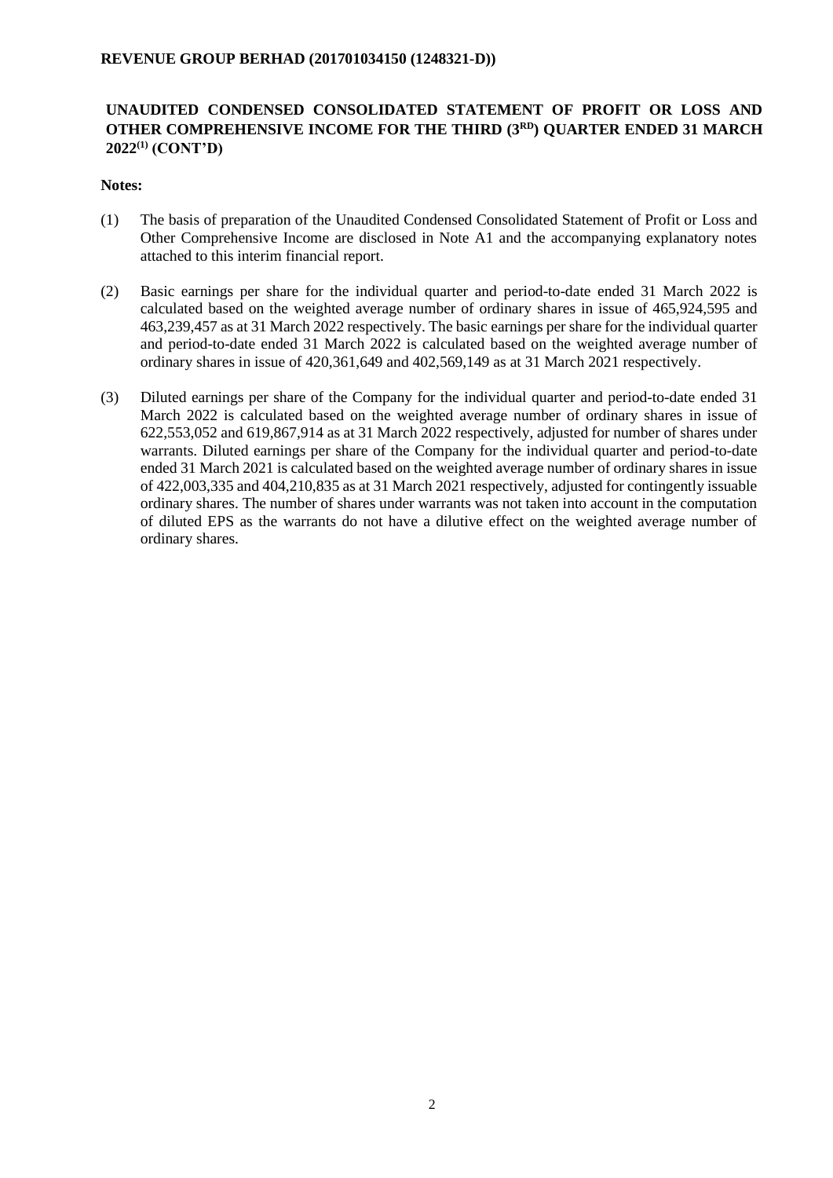**REVENUE GROUP BERHAD (201701034150 (1248321-D))**

## UNAUDITED CONDENSED CONSOLIDATED STATEMENT OF PROFIT OR LOSS AND OTHER COMPREHENSIVE INCOME FOR THE THIRD (3RD) QUARTER ENDED 31 MARCH 2022[1] (CONT'D)

**Notes:**

(1) The basis of preparation of the Unaudited Condensed Consolidated Statement of Profit or Loss and Other Comprehensive Income are disclosed in Note A1 and the accompanying explanatory notes attached to this interim financial report.

(2) Basic earnings per share for the individual quarter and period-to-date ended 31 March 2022 is calculated based on the weighted average number of ordinary shares in issue of 465,924,595 and 463,239,457 as at 31 March 2022 respectively. The basic earnings per share for the individual quarter and period-to-date ended 31 March 2022 is calculated based on the weighted average number of ordinary shares in issue of 420,361,649 and 402,569,149 as at 31 March 2021 respectively.

(3) Diluted earnings per share of the Company for the individual quarter and period-to-date ended 31 March 2022 is calculated based on the weighted average number of ordinary shares in issue of 622,553,052 and 619,867,914 as at 31 March 2022 respectively, adjusted for number of shares under warrants. Diluted earnings per share of the Company for the individual quarter and period-to-date ended 31 March 2021 is calculated based on the weighted average number of ordinary shares in issue of 422,003,335 and 404,210,835 as at 31 March 2021 respectively, adjusted for contingently issuable ordinary shares. The number of shares under warrants was not taken into account in the computation of diluted EPS as the warrants do not have a dilutive effect on the weighted average number of ordinary shares.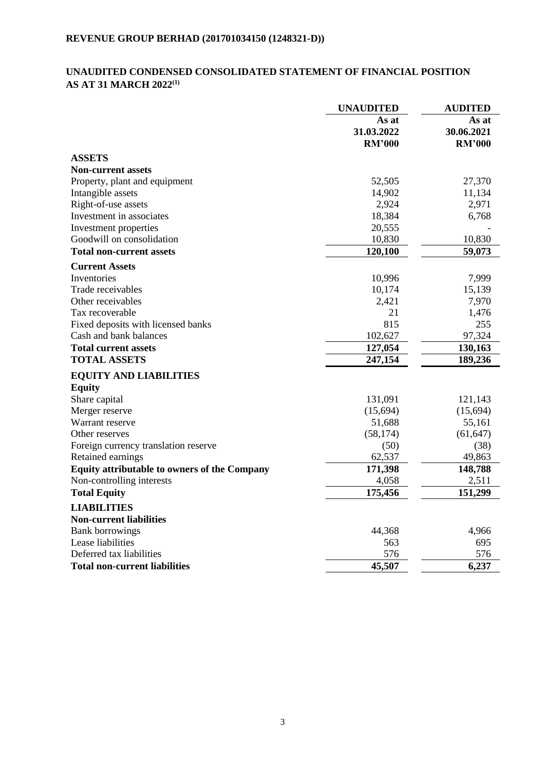**REVENUE GROUP BERHAD (201701034150 (1248321-D))**

## UNAUDITED CONDENSED CONSOLIDATED STATEMENT OF FINANCIAL POSITION AS AT 31 MARCH 2022[1]

| | UNAUDITED | AUDITED |
|---|---|---|
| | As at 31.03.2022 RM'000 | As at 30.06.2021 RM'000 |
| **ASSETS** | | |
| **Non-current assets** | | |
| Property, plant and equipment | 52,505 | 27,370 |
| Intangible assets | 14,902 | 11,134 |
| Right-of-use assets | 2,924 | 2,971 |
| Investment in associates | 18,384 | 6,768 |
| Investment properties | 20,555 | - |
| Goodwill on consolidation | 10,830 | 10,830 |
| **Total non-current assets** | **120,100** | **59,073** |
| **Current Assets** | | |
| Inventories | 10,996 | 7,999 |
| Trade receivables | 10,174 | 15,139 |
| Other receivables | 2,421 | 7,970 |
| Tax recoverable | 21 | 1,476 |
| Fixed deposits with licensed banks | 815 | 255 |
| Cash and bank balances | 102,627 | 97,324 |
| **Total current assets** | **127,054** | **130,163** |
| **TOTAL ASSETS** | **247,154** | **189,236** |
| **EQUITY AND LIABILITIES** | | |
| **Equity** | | |
| Share capital | 131,091 | 121,143 |
| Merger reserve | (15,694) | (15,694) |
| Warrant reserve | 51,688 | 55,161 |
| Other reserves | (58,174) | (61,647) |
| Foreign currency translation reserve | (50) | (38) |
| Retained earnings | 62,537 | 49,863 |
| **Equity attributable to owners of the Company** | **171,398** | **148,788** |
| Non-controlling interests | 4,058 | 2,511 |
| **Total Equity** | **175,456** | **151,299** |
| **LIABILITIES** | | |
| **Non-current liabilities** | | |
| Bank borrowings | 44,368 | 4,966 |
| Lease liabilities | 563 | 695 |
| Deferred tax liabilities | 576 | 576 |
| **Total non-current liabilities** | **45,507** | **6,237** |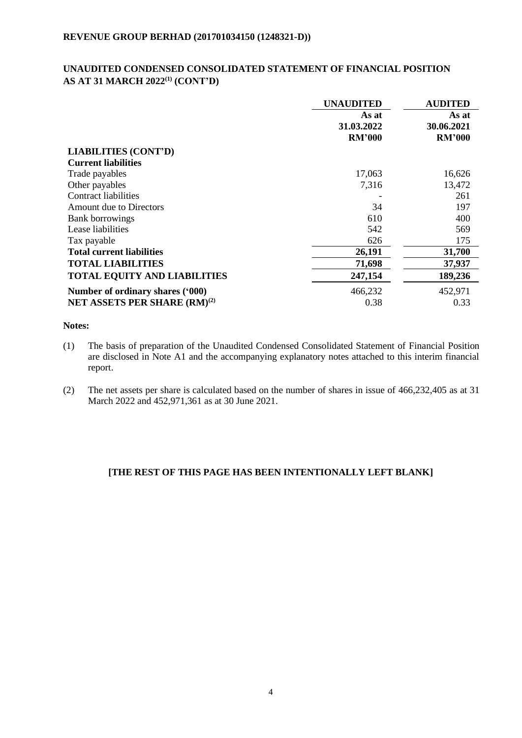**REVENUE GROUP BERHAD (201701034150 (1248321-D))**

## UNAUDITED CONDENSED CONSOLIDATED STATEMENT OF FINANCIAL POSITION AS AT 31 MARCH 2022[(1)] (CONT'D)

| | UNAUDITED | AUDITED |
|---|---|---|
| | As at 31.03.2022 RM'000 | As at 30.06.2021 RM'000 |
| **LIABILITIES (CONT'D)** | | |
| **Current liabilities** | | |
| Trade payables | 17,063 | 16,626 |
| Other payables | 7,316 | 13,472 |
| Contract liabilities | - | 261 |
| Amount due to Directors | 34 | 197 |
| Bank borrowings | 610 | 400 |
| Lease liabilities | 542 | 569 |
| Tax payable | 626 | 175 |
| **Total current liabilities** | **26,191** | **31,700** |
| **TOTAL LIABILITIES** | **71,698** | **37,937** |
| **TOTAL EQUITY AND LIABILITIES** | **247,154** | **189,236** |
| **Number of ordinary shares ('000)** | 466,232 | 452,971 |
| **NET ASSETS PER SHARE (RM)[(2)]** | 0.38 | 0.33 |

**Notes:**

(1) The basis of preparation of the Unaudited Condensed Consolidated Statement of Financial Position are disclosed in Note A1 and the accompanying explanatory notes attached to this interim financial report.

(2) The net assets per share is calculated based on the number of shares in issue of 466,232,405 as at 31 March 2022 and 452,971,361 as at 30 June 2021.

**[THE REST OF THIS PAGE HAS BEEN INTENTIONALLY LEFT BLANK]**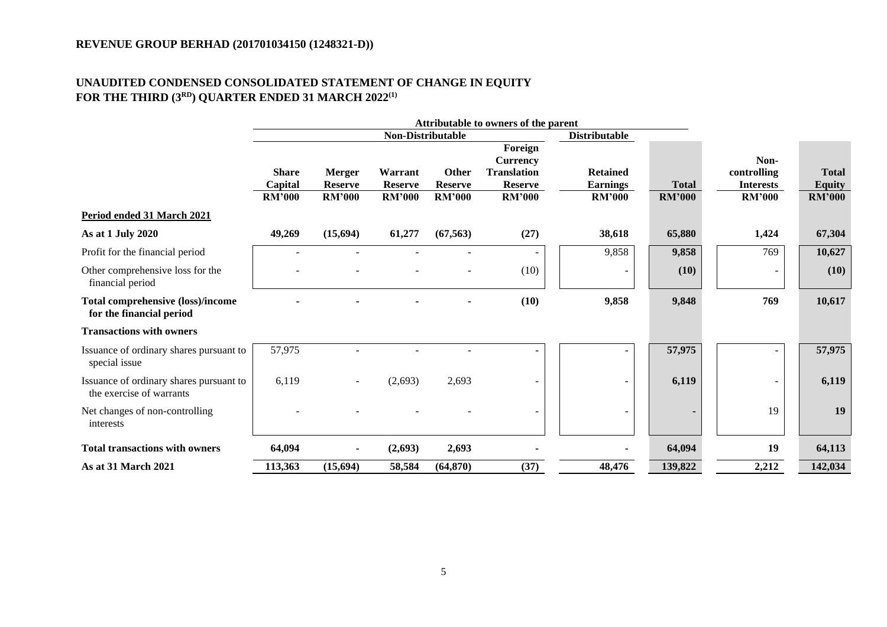**REVENUE GROUP BERHAD (201701034150 (1248321-D))**

## UNAUDITED CONDENSED CONSOLIDATED STATEMENT OF CHANGE IN EQUITY FOR THE THIRD (3[RD]) QUARTER ENDED 31 MARCH 2022[(1)]

| | Attributable to owners of the parent | | | | | | | | |
|---|---|---|---|---|---|---|---|---|---|
| | Non-Distributable | | | | | Distributable | | | |
| | Share Capital | Merger Reserve | Warrant Reserve | Other Reserve | Foreign Currency Translation Reserve | Retained Earnings | Total | Non-controlling Interests | Total Equity |
| | RM'000 | RM'000 | RM'000 | RM'000 | RM'000 | RM'000 | RM'000 | RM'000 | RM'000 |
| **Period ended 31 March 2021** | | | | | | | | | |
| **As at 1 July 2020** | **49,269** | **(15,694)** | **61,277** | **(67,563)** | **(27)** | **38,618** | **65,880** | **1,424** | **67,304** |
| Profit for the financial period | - | - | - | - | - | 9,858 | **9,858** | 769 | **10,627** |
| Other comprehensive loss for the financial period | - | - | - | - | (10) | - | **(10)** | - | **(10)** |
| **Total comprehensive (loss)/income for the financial period** | **-** | **-** | **-** | **-** | **(10)** | **9,858** | **9,848** | **769** | **10,617** |
| **Transactions with owners** | | | | | | | | | |
| Issuance of ordinary shares pursuant to special issue | 57,975 | - | - | - | - | - | **57,975** | - | **57,975** |
| Issuance of ordinary shares pursuant to the exercise of warrants | 6,119 | - | (2,693) | 2,693 | - | - | **6,119** | - | **6,119** |
| Net changes of non-controlling interests | - | - | - | - | - | - | **-** | 19 | **19** |
| **Total transactions with owners** | **64,094** | **-** | **(2,693)** | **2,693** | **-** | **-** | **64,094** | **19** | **64,113** |
| **As at 31 March 2021** | **113,363** | **(15,694)** | **58,584** | **(64,870)** | **(37)** | **48,476** | **139,822** | **2,212** | **142,034** |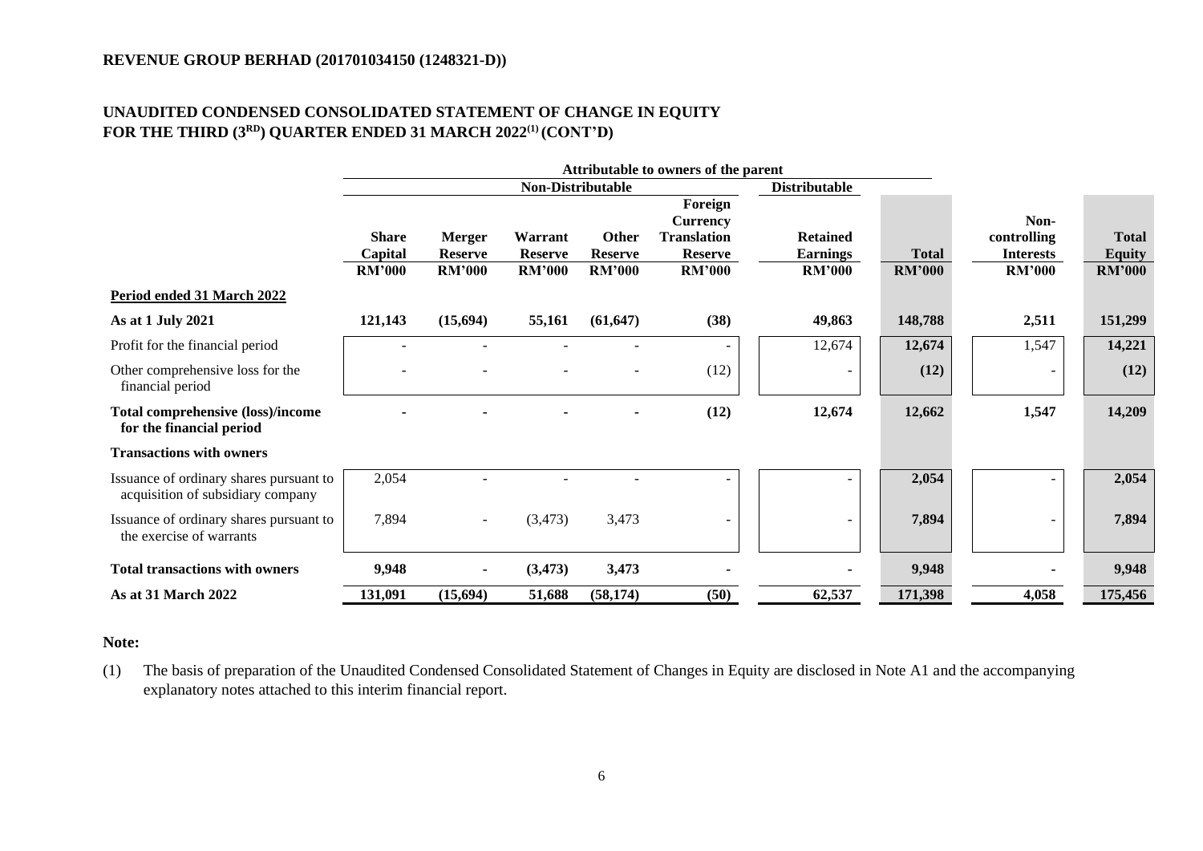**REVENUE GROUP BERHAD (201701034150 (1248321-D))**

## UNAUDITED CONDENSED CONSOLIDATED STATEMENT OF CHANGE IN EQUITY FOR THE THIRD (3RD) QUARTER ENDED 31 MARCH 2022[(1)] (CONT'D)

| | Attributable to owners of the parent | | | | | | | | |
|---|---|---|---|---|---|---|---|---|---|
| | Non-Distributable | | | | | Distributable | | | |
| | Share Capital | Merger Reserve | Warrant Reserve | Other Reserve | Foreign Currency Translation Reserve | Retained Earnings | Total | Non-controlling Interests | Total Equity |
| | RM'000 | RM'000 | RM'000 | RM'000 | RM'000 | RM'000 | RM'000 | RM'000 | RM'000 |
| **Period ended 31 March 2022** | | | | | | | | | |
| **As at 1 July 2021** | **121,143** | **(15,694)** | **55,161** | **(61,647)** | **(38)** | **49,863** | **148,788** | **2,511** | **151,299** |
| Profit for the financial period | - | - | - | - | - | 12,674 | **12,674** | 1,547 | **14,221** |
| Other comprehensive loss for the financial period | - | - | - | - | (12) | - | **(12)** | - | **(12)** |
| **Total comprehensive (loss)/income for the financial period** | **-** | **-** | **-** | **-** | **(12)** | **12,674** | **12,662** | **1,547** | **14,209** |
| **Transactions with owners** | | | | | | | | | |
| Issuance of ordinary shares pursuant to acquisition of subsidiary company | 2,054 | - | - | - | - | - | **2,054** | - | **2,054** |
| Issuance of ordinary shares pursuant to the exercise of warrants | 7,894 | - | (3,473) | 3,473 | - | - | **7,894** | - | **7,894** |
| **Total transactions with owners** | **9,948** | **-** | **(3,473)** | **3,473** | **-** | **-** | **9,948** | **-** | **9,948** |
| **As at 31 March 2022** | **131,091** | **(15,694)** | **51,688** | **(58,174)** | **(50)** | **62,537** | **171,398** | **4,058** | **175,456** |

**Note:**

(1) The basis of preparation of the Unaudited Condensed Consolidated Statement of Changes in Equity are disclosed in Note A1 and the accompanying explanatory notes attached to this interim financial report.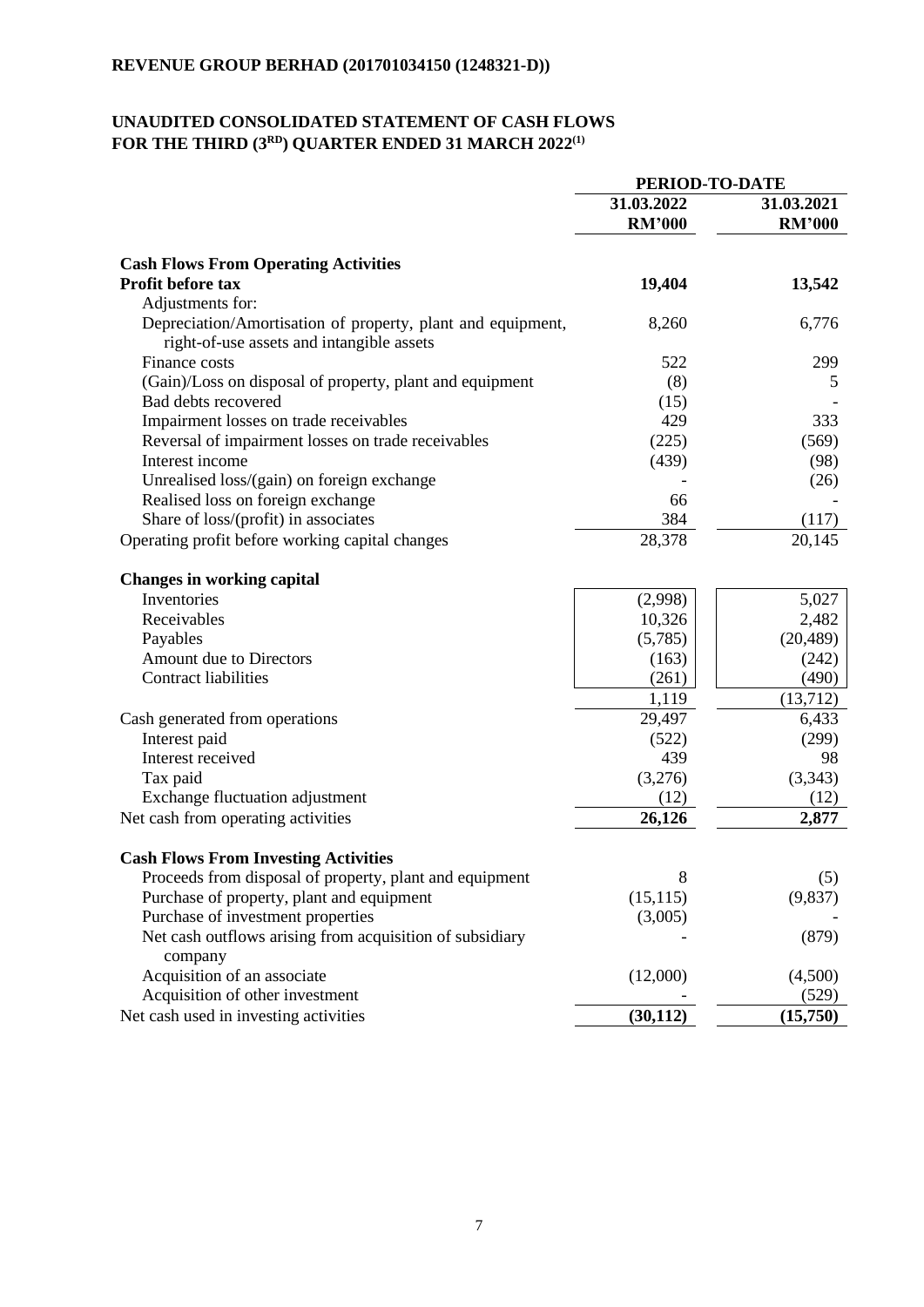**REVENUE GROUP BERHAD (201701034150 (1248321-D))**

## UNAUDITED CONSOLIDATED STATEMENT OF CASH FLOWS FOR THE THIRD (3RD) QUARTER ENDED 31 MARCH 2022[1]

| | PERIOD-TO-DATE | |
|---|---|---|
| | **31.03.2022** | **31.03.2021** |
| | **RM'000** | **RM'000** |
| **Cash Flows From Operating Activities** | | |
| **Profit before tax** | **19,404** | **13,542** |
| Adjustments for: | | |
| Depreciation/Amortisation of property, plant and equipment, right-of-use assets and intangible assets | 8,260 | 6,776 |
| Finance costs | 522 | 299 |
| (Gain)/Loss on disposal of property, plant and equipment | (8) | 5 |
| Bad debts recovered | (15) | - |
| Impairment losses on trade receivables | 429 | 333 |
| Reversal of impairment losses on trade receivables | (225) | (569) |
| Interest income | (439) | (98) |
| Unrealised loss/(gain) on foreign exchange | - | (26) |
| Realised loss on foreign exchange | 66 | - |
| Share of loss/(profit) in associates | 384 | (117) |
| Operating profit before working capital changes | 28,378 | 20,145 |
| **Changes in working capital** | | |
| Inventories | (2,998) | 5,027 |
| Receivables | 10,326 | 2,482 |
| Payables | (5,785) | (20,489) |
| Amount due to Directors | (163) | (242) |
| Contract liabilities | (261) | (490) |
| | 1,119 | (13,712) |
| Cash generated from operations | 29,497 | 6,433 |
| Interest paid | (522) | (299) |
| Interest received | 439 | 98 |
| Tax paid | (3,276) | (3,343) |
| Exchange fluctuation adjustment | (12) | (12) |
| Net cash from operating activities | **26,126** | **2,877** |
| **Cash Flows From Investing Activities** | | |
| Proceeds from disposal of property, plant and equipment | 8 | (5) |
| Purchase of property, plant and equipment | (15,115) | (9,837) |
| Purchase of investment properties | (3,005) | - |
| Net cash outflows arising from acquisition of subsidiary company | - | (879) |
| Acquisition of an associate | (12,000) | (4,500) |
| Acquisition of other investment | - | (529) |
| Net cash used in investing activities | **(30,112)** | **(15,750)** |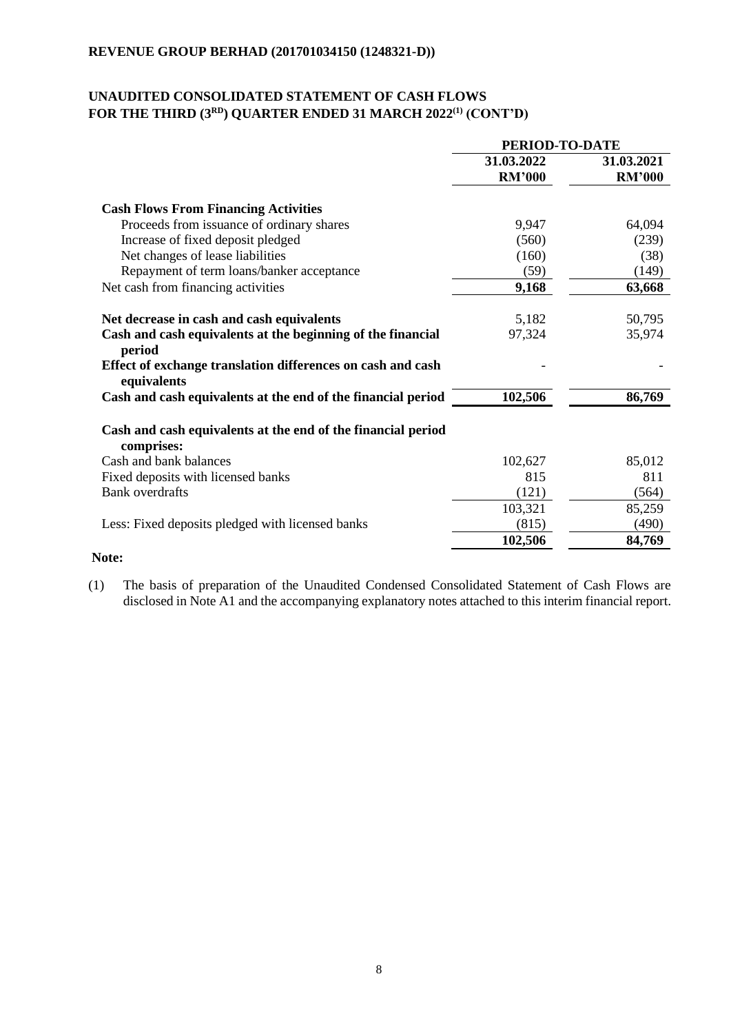**REVENUE GROUP BERHAD (201701034150 (1248321-D))**

## UNAUDITED CONSOLIDATED STATEMENT OF CASH FLOWS FOR THE THIRD (3RD) QUARTER ENDED 31 MARCH 2022[1] (CONT'D)

| | PERIOD-TO-DATE | |
|---|---|---|
| | **31.03.2022** **RM'000** | **31.03.2021** **RM'000** |
| **Cash Flows From Financing Activities** | | |
| Proceeds from issuance of ordinary shares | 9,947 | 64,094 |
| Increase of fixed deposit pledged | (560) | (239) |
| Net changes of lease liabilities | (160) | (38) |
| Repayment of term loans/banker acceptance | (59) | (149) |
| Net cash from financing activities | **9,168** | **63,668** |
| **Net decrease in cash and cash equivalents** | 5,182 | 50,795 |
| **Cash and cash equivalents at the beginning of the financial period** | 97,324 | 35,974 |
| **Effect of exchange translation differences on cash and cash equivalents** | - | - |
| **Cash and cash equivalents at the end of the financial period** | **102,506** | **86,769** |
| **Cash and cash equivalents at the end of the financial period comprises:** | | |
| Cash and bank balances | 102,627 | 85,012 |
| Fixed deposits with licensed banks | 815 | 811 |
| Bank overdrafts | (121) | (564) |
| | 103,321 | 85,259 |
| Less: Fixed deposits pledged with licensed banks | (815) | (490) |
| | **102,506** | **84,769** |

**Note:**

(1) The basis of preparation of the Unaudited Condensed Consolidated Statement of Cash Flows are disclosed in Note A1 and the accompanying explanatory notes attached to this interim financial report.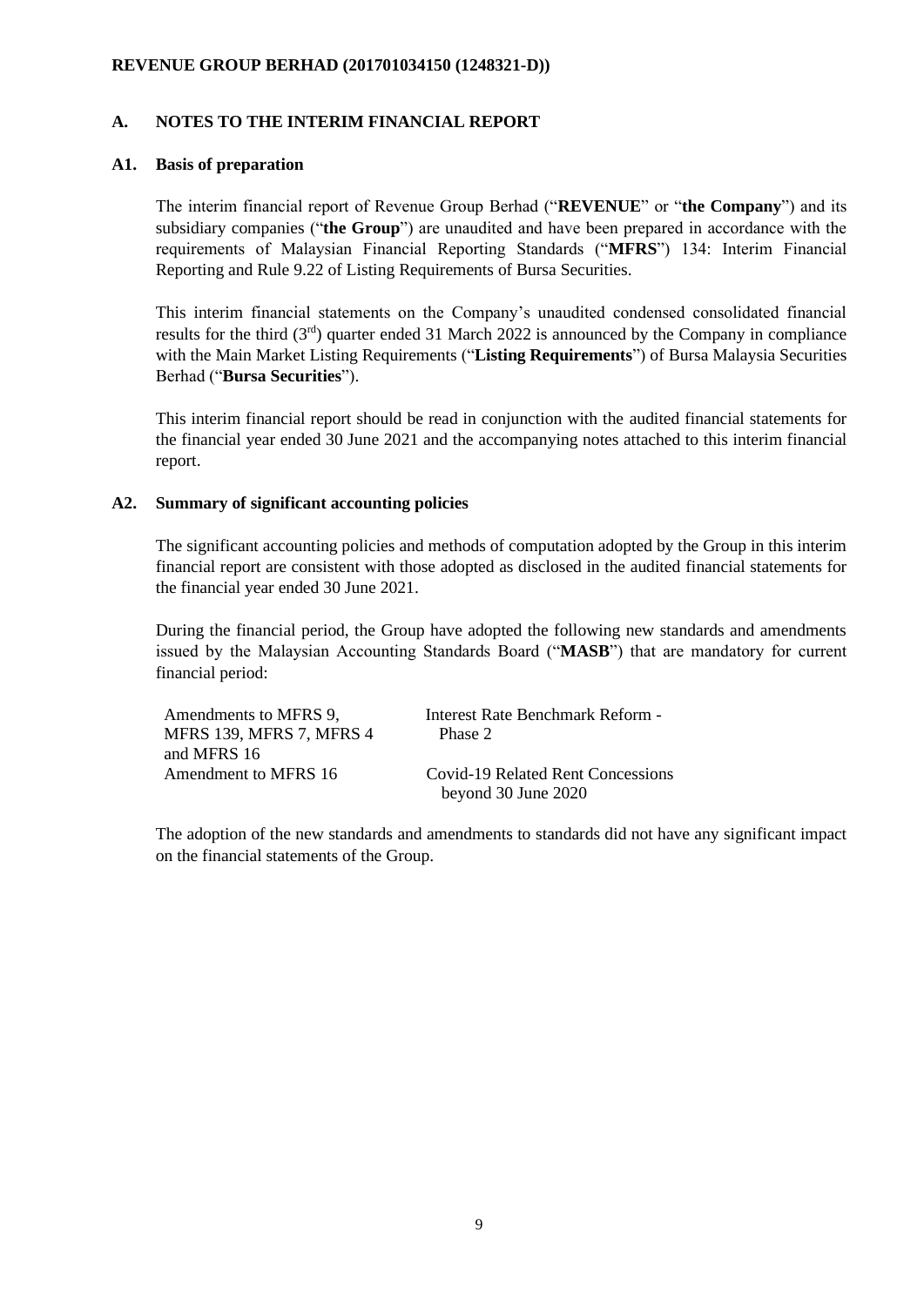**REVENUE GROUP BERHAD (201701034150 (1248321-D))**

## A. NOTES TO THE INTERIM FINANCIAL REPORT

### A1. Basis of preparation

The interim financial report of Revenue Group Berhad ("**REVENUE**" or "**the Company**") and its subsidiary companies ("**the Group**") are unaudited and have been prepared in accordance with the requirements of Malaysian Financial Reporting Standards ("**MFRS**") 134: Interim Financial Reporting and Rule 9.22 of Listing Requirements of Bursa Securities.

This interim financial statements on the Company's unaudited condensed consolidated financial results for the third (3rd) quarter ended 31 March 2022 is announced by the Company in compliance with the Main Market Listing Requirements ("**Listing Requirements**") of Bursa Malaysia Securities Berhad ("**Bursa Securities**").

This interim financial report should be read in conjunction with the audited financial statements for the financial year ended 30 June 2021 and the accompanying notes attached to this interim financial report.

### A2. Summary of significant accounting policies

The significant accounting policies and methods of computation adopted by the Group in this interim financial report are consistent with those adopted as disclosed in the audited financial statements for the financial year ended 30 June 2021.

During the financial period, the Group have adopted the following new standards and amendments issued by the Malaysian Accounting Standards Board ("**MASB**") that are mandatory for current financial period:

| | |
|---|---|
| Amendments to MFRS 9, MFRS 139, MFRS 7, MFRS 4 and MFRS 16 | Interest Rate Benchmark Reform - Phase 2 |
| Amendment to MFRS 16 | Covid-19 Related Rent Concessions beyond 30 June 2020 |

The adoption of the new standards and amendments to standards did not have any significant impact on the financial statements of the Group.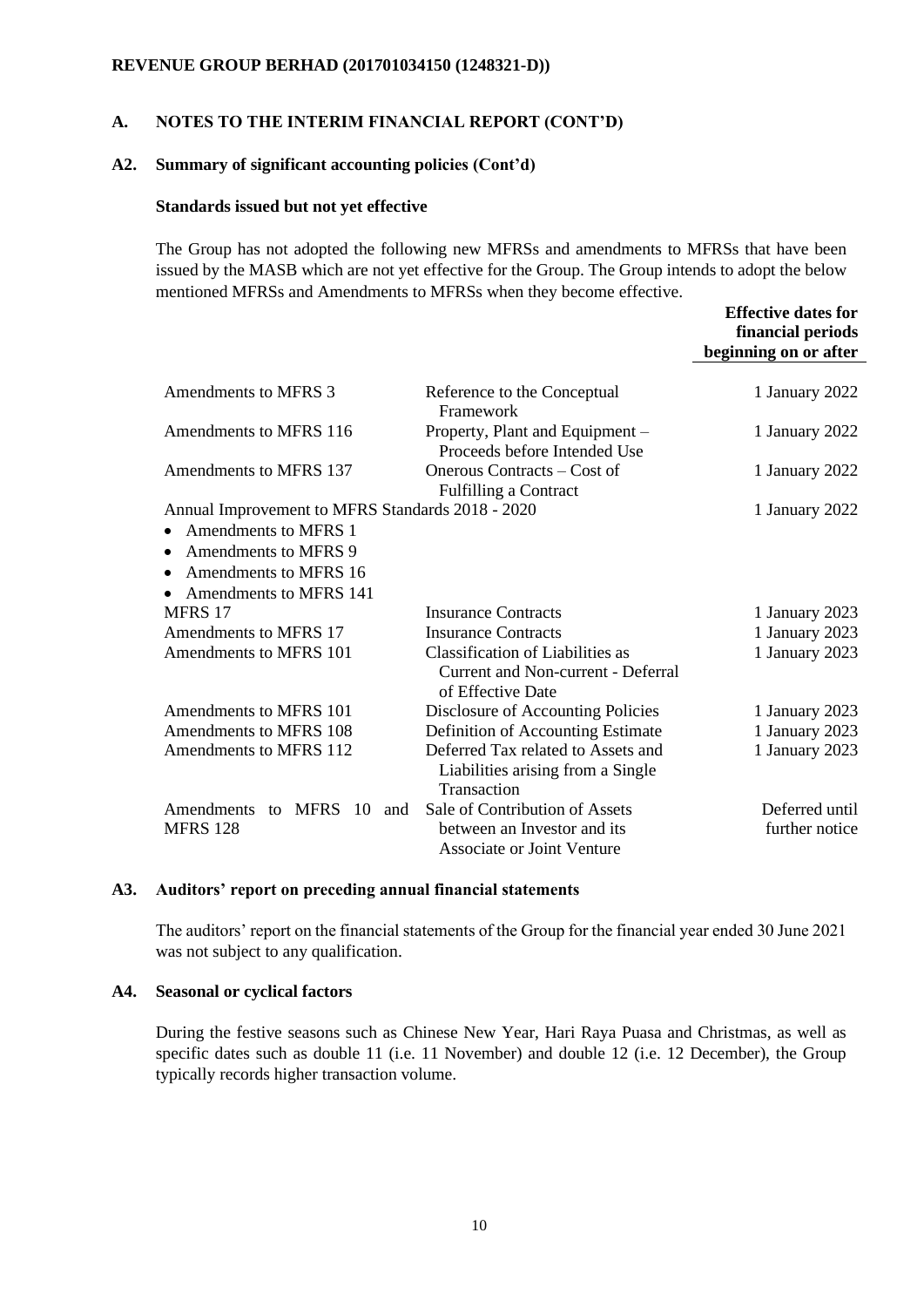**REVENUE GROUP BERHAD (201701034150 (1248321-D))**

## A. NOTES TO THE INTERIM FINANCIAL REPORT (CONT'D)

### A2. Summary of significant accounting policies (Cont'd)

**Standards issued but not yet effective**

The Group has not adopted the following new MFRSs and amendments to MFRSs that have been issued by the MASB which are not yet effective for the Group. The Group intends to adopt the below mentioned MFRSs and Amendments to MFRSs when they become effective.

| | | Effective dates for financial periods beginning on or after |
|---|---|---|
| Amendments to MFRS 3 | Reference to the Conceptual Framework | 1 January 2022 |
| Amendments to MFRS 116 | Property, Plant and Equipment – Proceeds before Intended Use | 1 January 2022 |
| Amendments to MFRS 137 | Onerous Contracts – Cost of Fulfilling a Contract | 1 January 2022 |
| Annual Improvement to MFRS Standards 2018 - 2020<br>• Amendments to MFRS 1<br>• Amendments to MFRS 9<br>• Amendments to MFRS 16<br>• Amendments to MFRS 141 | | 1 January 2022 |
| MFRS 17 | Insurance Contracts | 1 January 2023 |
| Amendments to MFRS 17 | Insurance Contracts | 1 January 2023 |
| Amendments to MFRS 101 | Classification of Liabilities as Current and Non-current - Deferral of Effective Date | 1 January 2023 |
| Amendments to MFRS 101 | Disclosure of Accounting Policies | 1 January 2023 |
| Amendments to MFRS 108 | Definition of Accounting Estimate | 1 January 2023 |
| Amendments to MFRS 112 | Deferred Tax related to Assets and Liabilities arising from a Single Transaction | 1 January 2023 |
| Amendments to MFRS 10 and MFRS 128 | Sale of Contribution of Assets between an Investor and its Associate or Joint Venture | Deferred until further notice |

### A3. Auditors' report on preceding annual financial statements

The auditors' report on the financial statements of the Group for the financial year ended 30 June 2021 was not subject to any qualification.

### A4. Seasonal or cyclical factors

During the festive seasons such as Chinese New Year, Hari Raya Puasa and Christmas, as well as specific dates such as double 11 (i.e. 11 November) and double 12 (i.e. 12 December), the Group typically records higher transaction volume.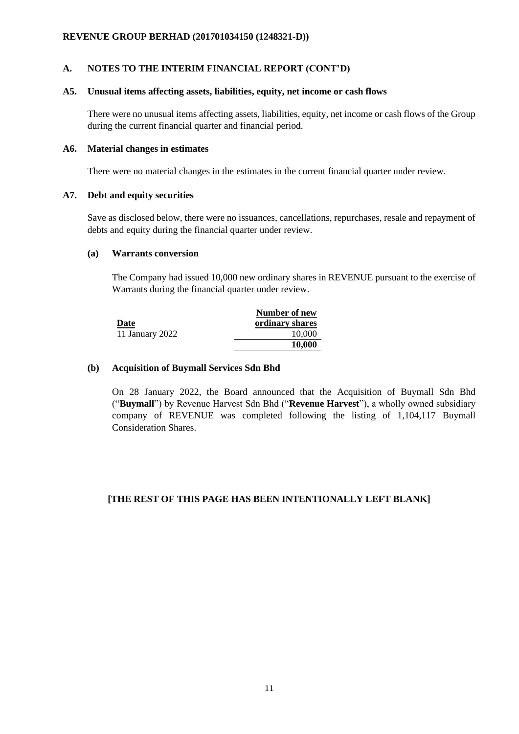## A. NOTES TO THE INTERIM FINANCIAL REPORT (CONT'D)

### A5. Unusual items affecting assets, liabilities, equity, net income or cash flows

There were no unusual items affecting assets, liabilities, equity, net income or cash flows of the Group during the current financial quarter and financial period.

### A6. Material changes in estimates

There were no material changes in the estimates in the current financial quarter under review.

### A7. Debt and equity securities

Save as disclosed below, there were no issuances, cancellations, repurchases, resale and repayment of debts and equity during the financial quarter under review.

#### (a) Warrants conversion

The Company had issued 10,000 new ordinary shares in REVENUE pursuant to the exercise of Warrants during the financial quarter under review.

| Date | Number of new ordinary shares |
|---|---|
| 11 January 2022 | 10,000 |
| | **10,000** |

#### (b) Acquisition of Buymall Services Sdn Bhd

On 28 January 2022, the Board announced that the Acquisition of Buymall Sdn Bhd ("**Buymall**") by Revenue Harvest Sdn Bhd ("**Revenue Harvest**"), a wholly owned subsidiary company of REVENUE was completed following the listing of 1,104,117 Buymall Consideration Shares.

**[THE REST OF THIS PAGE HAS BEEN INTENTIONALLY LEFT BLANK]**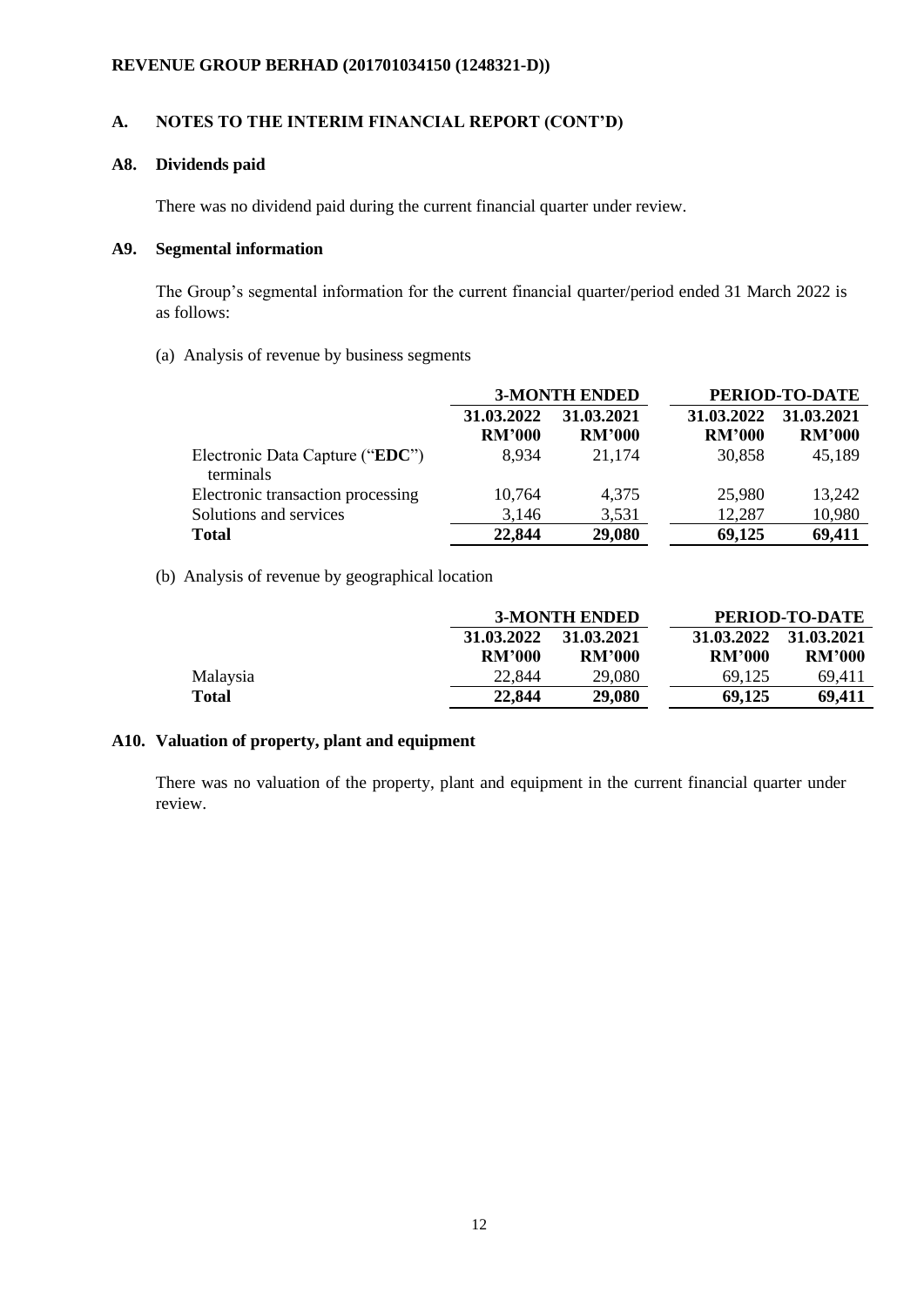## A. NOTES TO THE INTERIM FINANCIAL REPORT (CONT'D)

### A8. Dividends paid

There was no dividend paid during the current financial quarter under review.

### A9. Segmental information

The Group's segmental information for the current financial quarter/period ended 31 March 2022 is as follows:

(a) Analysis of revenue by business segments

| | 3-MONTH ENDED | | PERIOD-TO-DATE | |
|---|---|---|---|---|
| | 31.03.2022 RM'000 | 31.03.2021 RM'000 | 31.03.2022 RM'000 | 31.03.2021 RM'000 |
| Electronic Data Capture ("**EDC**") terminals | 8,934 | 21,174 | 30,858 | 45,189 |
| Electronic transaction processing | 10,764 | 4,375 | 25,980 | 13,242 |
| Solutions and services | 3,146 | 3,531 | 12,287 | 10,980 |
| **Total** | **22,844** | **29,080** | **69,125** | **69,411** |

(b) Analysis of revenue by geographical location

| | 3-MONTH ENDED | | PERIOD-TO-DATE | |
|---|---|---|---|---|
| | 31.03.2022 RM'000 | 31.03.2021 RM'000 | 31.03.2022 RM'000 | 31.03.2021 RM'000 |
| Malaysia | 22,844 | 29,080 | 69,125 | 69,411 |
| **Total** | **22,844** | **29,080** | **69,125** | **69,411** |

### A10. Valuation of property, plant and equipment

There was no valuation of the property, plant and equipment in the current financial quarter under review.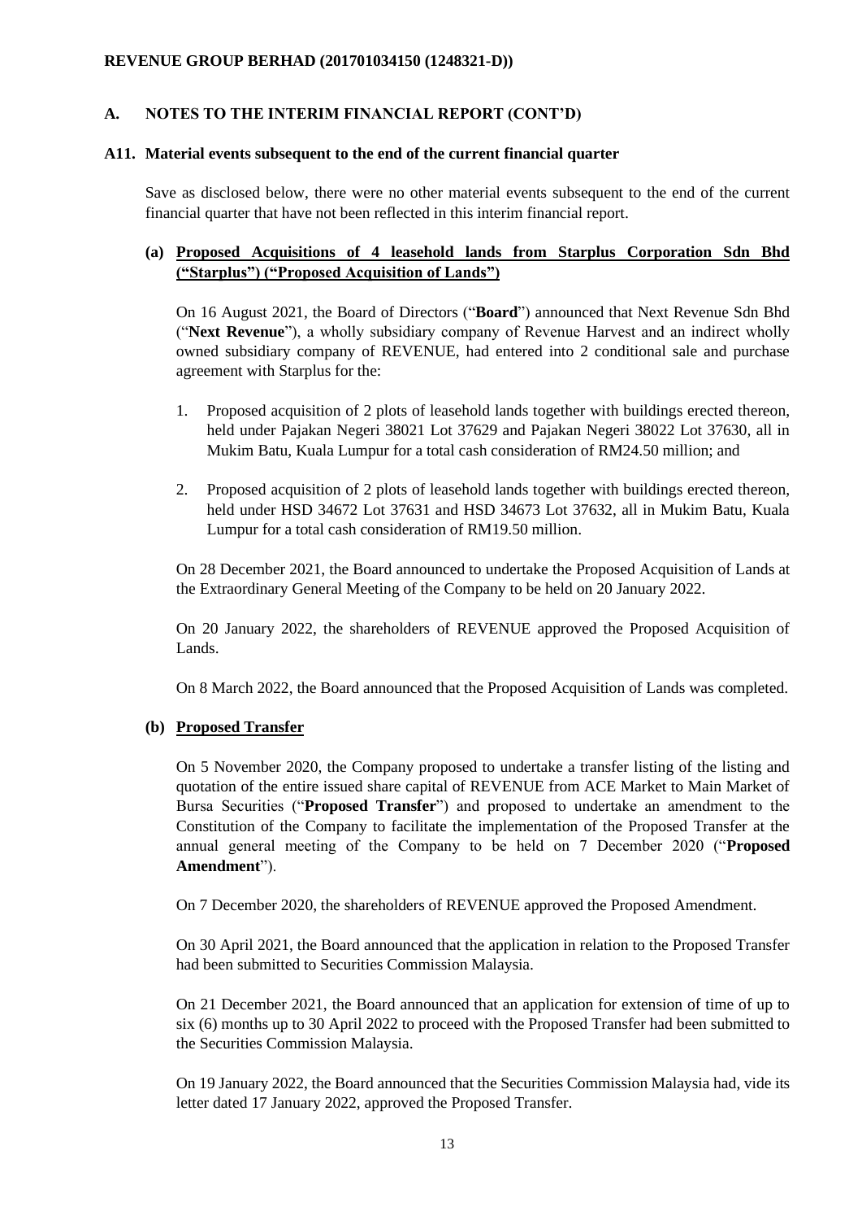## A. NOTES TO THE INTERIM FINANCIAL REPORT (CONT'D)

### A11. Material events subsequent to the end of the current financial quarter

Save as disclosed below, there were no other material events subsequent to the end of the current financial quarter that have not been reflected in this interim financial report.

#### (a) Proposed Acquisitions of 4 leasehold lands from Starplus Corporation Sdn Bhd ("Starplus") ("Proposed Acquisition of Lands")

On 16 August 2021, the Board of Directors ("**Board**") announced that Next Revenue Sdn Bhd ("**Next Revenue**"), a wholly subsidiary company of Revenue Harvest and an indirect wholly owned subsidiary company of REVENUE, had entered into 2 conditional sale and purchase agreement with Starplus for the:

1. Proposed acquisition of 2 plots of leasehold lands together with buildings erected thereon, held under Pajakan Negeri 38021 Lot 37629 and Pajakan Negeri 38022 Lot 37630, all in Mukim Batu, Kuala Lumpur for a total cash consideration of RM24.50 million; and
2. Proposed acquisition of 2 plots of leasehold lands together with buildings erected thereon, held under HSD 34672 Lot 37631 and HSD 34673 Lot 37632, all in Mukim Batu, Kuala Lumpur for a total cash consideration of RM19.50 million.

On 28 December 2021, the Board announced to undertake the Proposed Acquisition of Lands at the Extraordinary General Meeting of the Company to be held on 20 January 2022.

On 20 January 2022, the shareholders of REVENUE approved the Proposed Acquisition of Lands.

On 8 March 2022, the Board announced that the Proposed Acquisition of Lands was completed.

#### (b) Proposed Transfer

On 5 November 2020, the Company proposed to undertake a transfer listing of the listing and quotation of the entire issued share capital of REVENUE from ACE Market to Main Market of Bursa Securities ("**Proposed Transfer**") and proposed to undertake an amendment to the Constitution of the Company to facilitate the implementation of the Proposed Transfer at the annual general meeting of the Company to be held on 7 December 2020 ("**Proposed Amendment**").

On 7 December 2020, the shareholders of REVENUE approved the Proposed Amendment.

On 30 April 2021, the Board announced that the application in relation to the Proposed Transfer had been submitted to Securities Commission Malaysia.

On 21 December 2021, the Board announced that an application for extension of time of up to six (6) months up to 30 April 2022 to proceed with the Proposed Transfer had been submitted to the Securities Commission Malaysia.

On 19 January 2022, the Board announced that the Securities Commission Malaysia had, vide its letter dated 17 January 2022, approved the Proposed Transfer.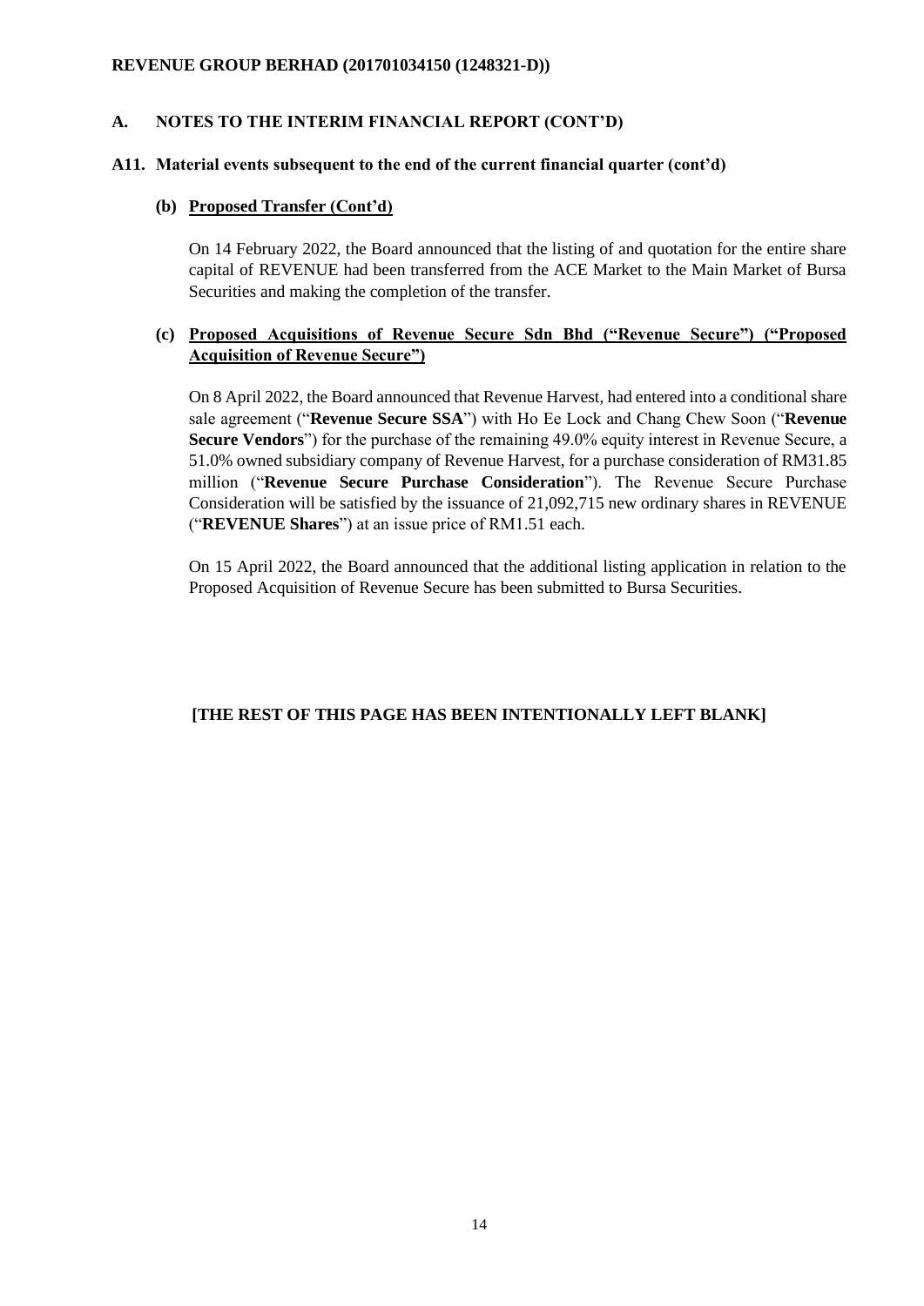## A. NOTES TO THE INTERIM FINANCIAL REPORT (CONT'D)

### A11. Material events subsequent to the end of the current financial quarter (cont'd)

#### (b) Proposed Transfer (Cont'd)

On 14 February 2022, the Board announced that the listing of and quotation for the entire share capital of REVENUE had been transferred from the ACE Market to the Main Market of Bursa Securities and making the completion of the transfer.

#### (c) Proposed Acquisitions of Revenue Secure Sdn Bhd ("Revenue Secure") ("Proposed Acquisition of Revenue Secure")

On 8 April 2022, the Board announced that Revenue Harvest, had entered into a conditional share sale agreement ("**Revenue Secure SSA**") with Ho Ee Lock and Chang Chew Soon ("**Revenue Secure Vendors**") for the purchase of the remaining 49.0% equity interest in Revenue Secure, a 51.0% owned subsidiary company of Revenue Harvest, for a purchase consideration of RM31.85 million ("**Revenue Secure Purchase Consideration**"). The Revenue Secure Purchase Consideration will be satisfied by the issuance of 21,092,715 new ordinary shares in REVENUE ("**REVENUE Shares**") at an issue price of RM1.51 each.

On 15 April 2022, the Board announced that the additional listing application in relation to the Proposed Acquisition of Revenue Secure has been submitted to Bursa Securities.

**[THE REST OF THIS PAGE HAS BEEN INTENTIONALLY LEFT BLANK]**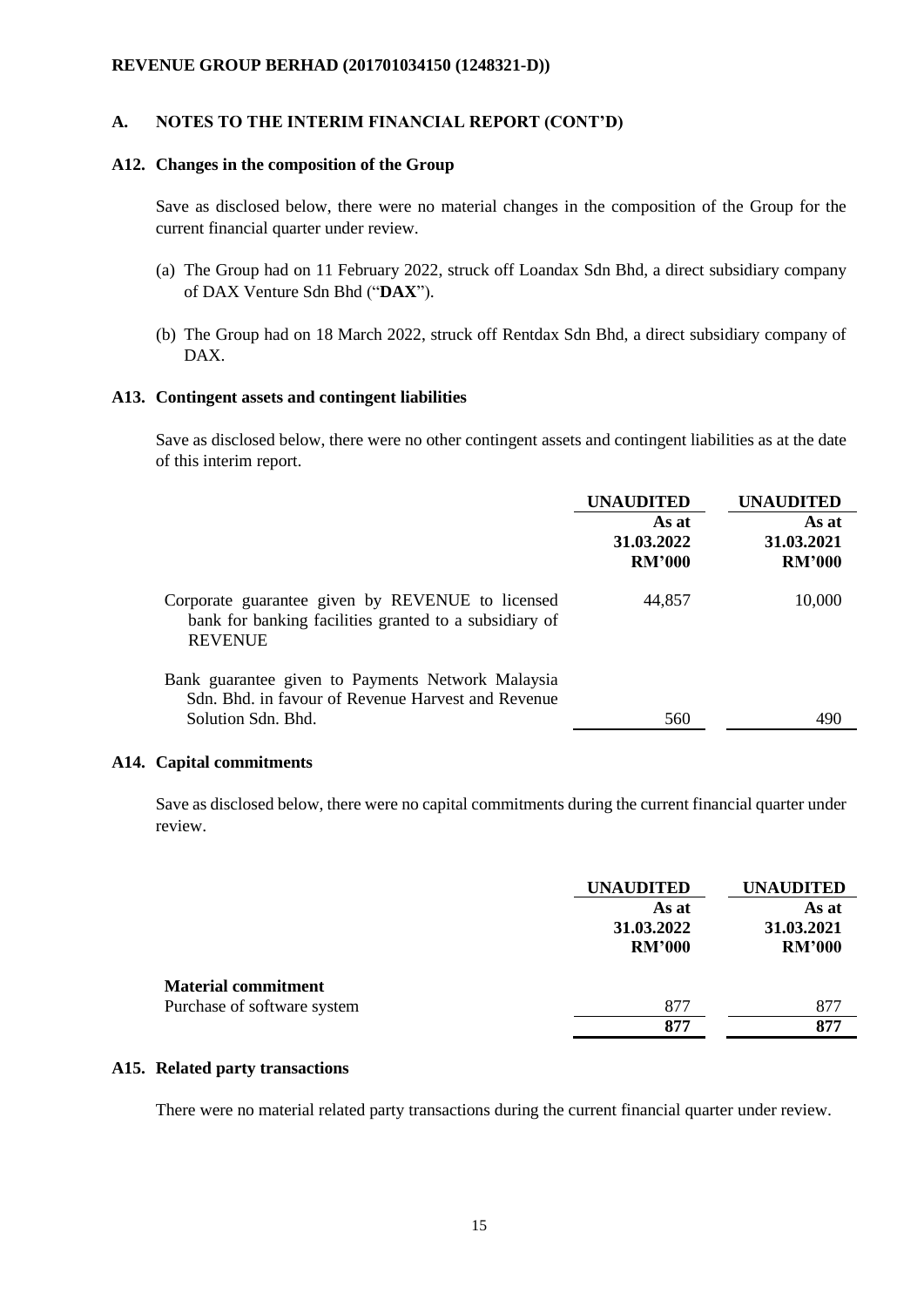## A. NOTES TO THE INTERIM FINANCIAL REPORT (CONT'D)

### A12. Changes in the composition of the Group

Save as disclosed below, there were no material changes in the composition of the Group for the current financial quarter under review.

(a) The Group had on 11 February 2022, struck off Loandax Sdn Bhd, a direct subsidiary company of DAX Venture Sdn Bhd ("**DAX**").

(b) The Group had on 18 March 2022, struck off Rentdax Sdn Bhd, a direct subsidiary company of DAX.

### A13. Contingent assets and contingent liabilities

Save as disclosed below, there were no other contingent assets and contingent liabilities as at the date of this interim report.

| | **UNAUDITED** As at 31.03.2022 RM'000 | **UNAUDITED** As at 31.03.2021 RM'000 |
|---|---|---|
| Corporate guarantee given by REVENUE to licensed bank for banking facilities granted to a subsidiary of REVENUE | 44,857 | 10,000 |
| Bank guarantee given to Payments Network Malaysia Sdn. Bhd. in favour of Revenue Harvest and Revenue Solution Sdn. Bhd. | 560 | 490 |

### A14. Capital commitments

Save as disclosed below, there were no capital commitments during the current financial quarter under review.

| | **UNAUDITED** As at 31.03.2022 RM'000 | **UNAUDITED** As at 31.03.2021 RM'000 |
|---|---|---|
| **Material commitment** | | |
| Purchase of software system | 877 | 877 |
| | **877** | **877** |

### A15. Related party transactions

There were no material related party transactions during the current financial quarter under review.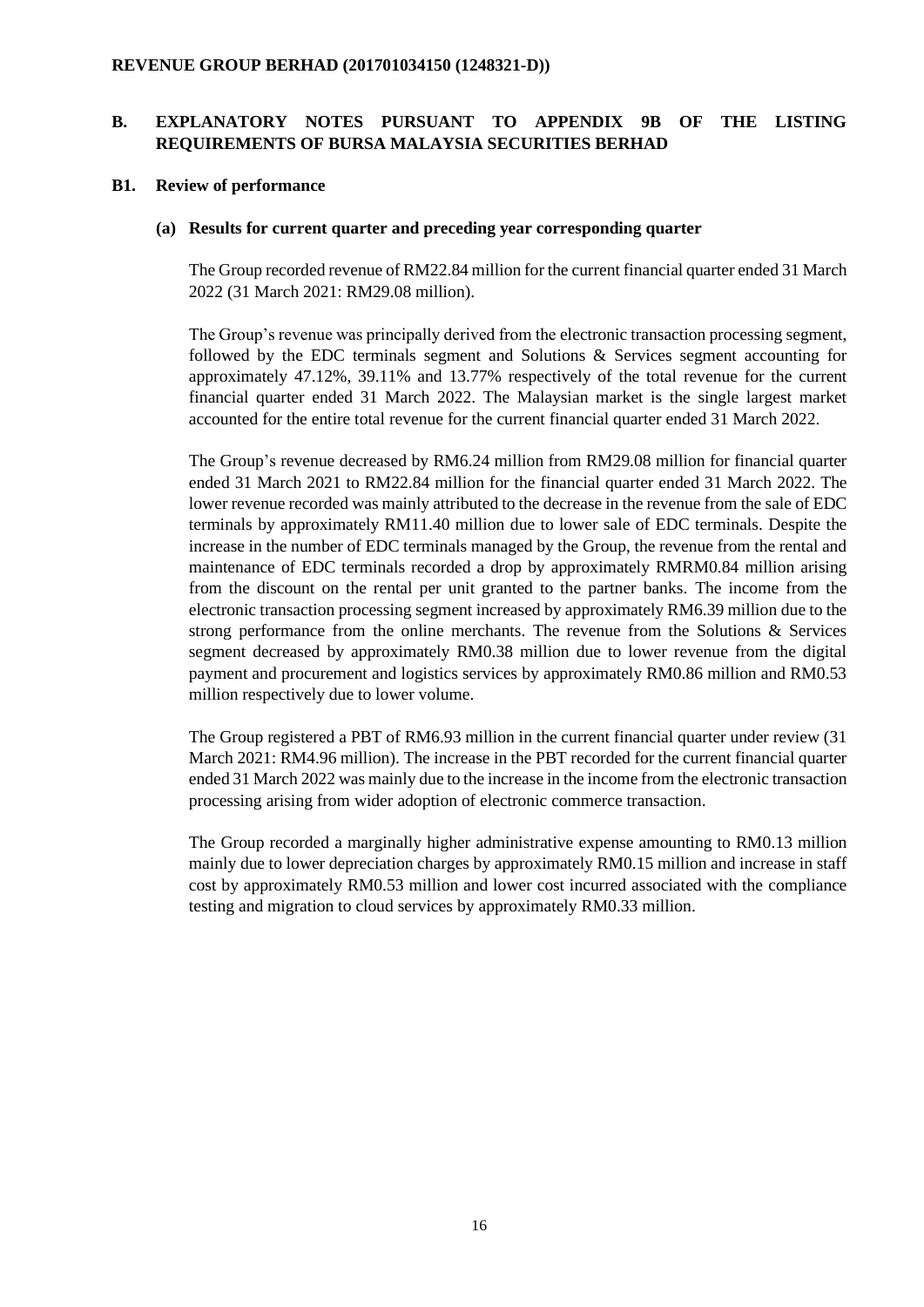**REVENUE GROUP BERHAD (201701034150 (1248321-D))**

## B. EXPLANATORY NOTES PURSUANT TO APPENDIX 9B OF THE LISTING REQUIREMENTS OF BURSA MALAYSIA SECURITIES BERHAD

### B1. Review of performance

#### (a) Results for current quarter and preceding year corresponding quarter

The Group recorded revenue of RM22.84 million for the current financial quarter ended 31 March 2022 (31 March 2021: RM29.08 million).

The Group's revenue was principally derived from the electronic transaction processing segment, followed by the EDC terminals segment and Solutions & Services segment accounting for approximately 47.12%, 39.11% and 13.77% respectively of the total revenue for the current financial quarter ended 31 March 2022. The Malaysian market is the single largest market accounted for the entire total revenue for the current financial quarter ended 31 March 2022.

The Group's revenue decreased by RM6.24 million from RM29.08 million for financial quarter ended 31 March 2021 to RM22.84 million for the financial quarter ended 31 March 2022. The lower revenue recorded was mainly attributed to the decrease in the revenue from the sale of EDC terminals by approximately RM11.40 million due to lower sale of EDC terminals. Despite the increase in the number of EDC terminals managed by the Group, the revenue from the rental and maintenance of EDC terminals recorded a drop by approximately RMRM0.84 million arising from the discount on the rental per unit granted to the partner banks. The income from the electronic transaction processing segment increased by approximately RM6.39 million due to the strong performance from the online merchants. The revenue from the Solutions & Services segment decreased by approximately RM0.38 million due to lower revenue from the digital payment and procurement and logistics services by approximately RM0.86 million and RM0.53 million respectively due to lower volume.

The Group registered a PBT of RM6.93 million in the current financial quarter under review (31 March 2021: RM4.96 million). The increase in the PBT recorded for the current financial quarter ended 31 March 2022 was mainly due to the increase in the income from the electronic transaction processing arising from wider adoption of electronic commerce transaction.

The Group recorded a marginally higher administrative expense amounting to RM0.13 million mainly due to lower depreciation charges by approximately RM0.15 million and increase in staff cost by approximately RM0.53 million and lower cost incurred associated with the compliance testing and migration to cloud services by approximately RM0.33 million.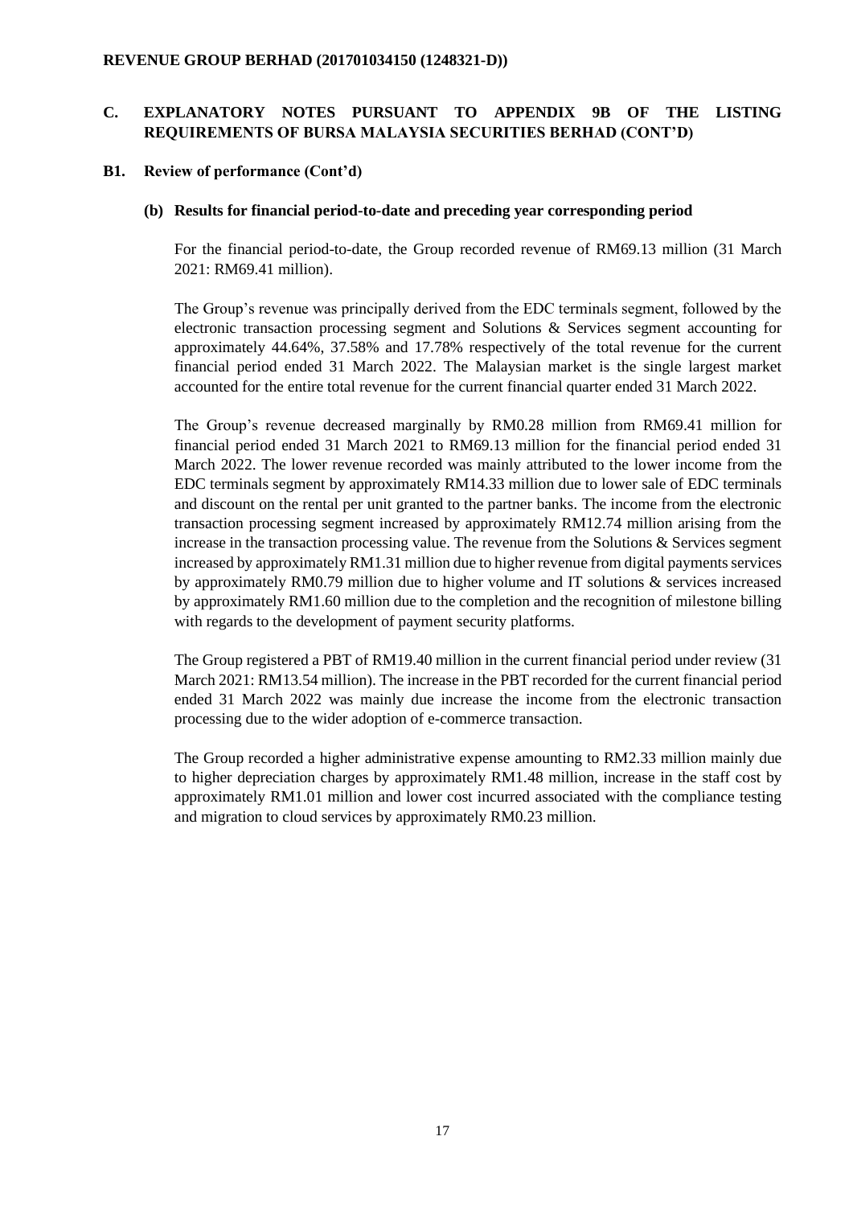**REVENUE GROUP BERHAD (201701034150 (1248321-D))**

## C. EXPLANATORY NOTES PURSUANT TO APPENDIX 9B OF THE LISTING REQUIREMENTS OF BURSA MALAYSIA SECURITIES BERHAD (CONT'D)

### B1. Review of performance (Cont'd)

#### (b) Results for financial period-to-date and preceding year corresponding period

For the financial period-to-date, the Group recorded revenue of RM69.13 million (31 March 2021: RM69.41 million).

The Group's revenue was principally derived from the EDC terminals segment, followed by the electronic transaction processing segment and Solutions & Services segment accounting for approximately 44.64%, 37.58% and 17.78% respectively of the total revenue for the current financial period ended 31 March 2022. The Malaysian market is the single largest market accounted for the entire total revenue for the current financial quarter ended 31 March 2022.

The Group's revenue decreased marginally by RM0.28 million from RM69.41 million for financial period ended 31 March 2021 to RM69.13 million for the financial period ended 31 March 2022. The lower revenue recorded was mainly attributed to the lower income from the EDC terminals segment by approximately RM14.33 million due to lower sale of EDC terminals and discount on the rental per unit granted to the partner banks. The income from the electronic transaction processing segment increased by approximately RM12.74 million arising from the increase in the transaction processing value. The revenue from the Solutions & Services segment increased by approximately RM1.31 million due to higher revenue from digital payments services by approximately RM0.79 million due to higher volume and IT solutions & services increased by approximately RM1.60 million due to the completion and the recognition of milestone billing with regards to the development of payment security platforms.

The Group registered a PBT of RM19.40 million in the current financial period under review (31 March 2021: RM13.54 million). The increase in the PBT recorded for the current financial period ended 31 March 2022 was mainly due increase the income from the electronic transaction processing due to the wider adoption of e-commerce transaction.

The Group recorded a higher administrative expense amounting to RM2.33 million mainly due to higher depreciation charges by approximately RM1.48 million, increase in the staff cost by approximately RM1.01 million and lower cost incurred associated with the compliance testing and migration to cloud services by approximately RM0.23 million.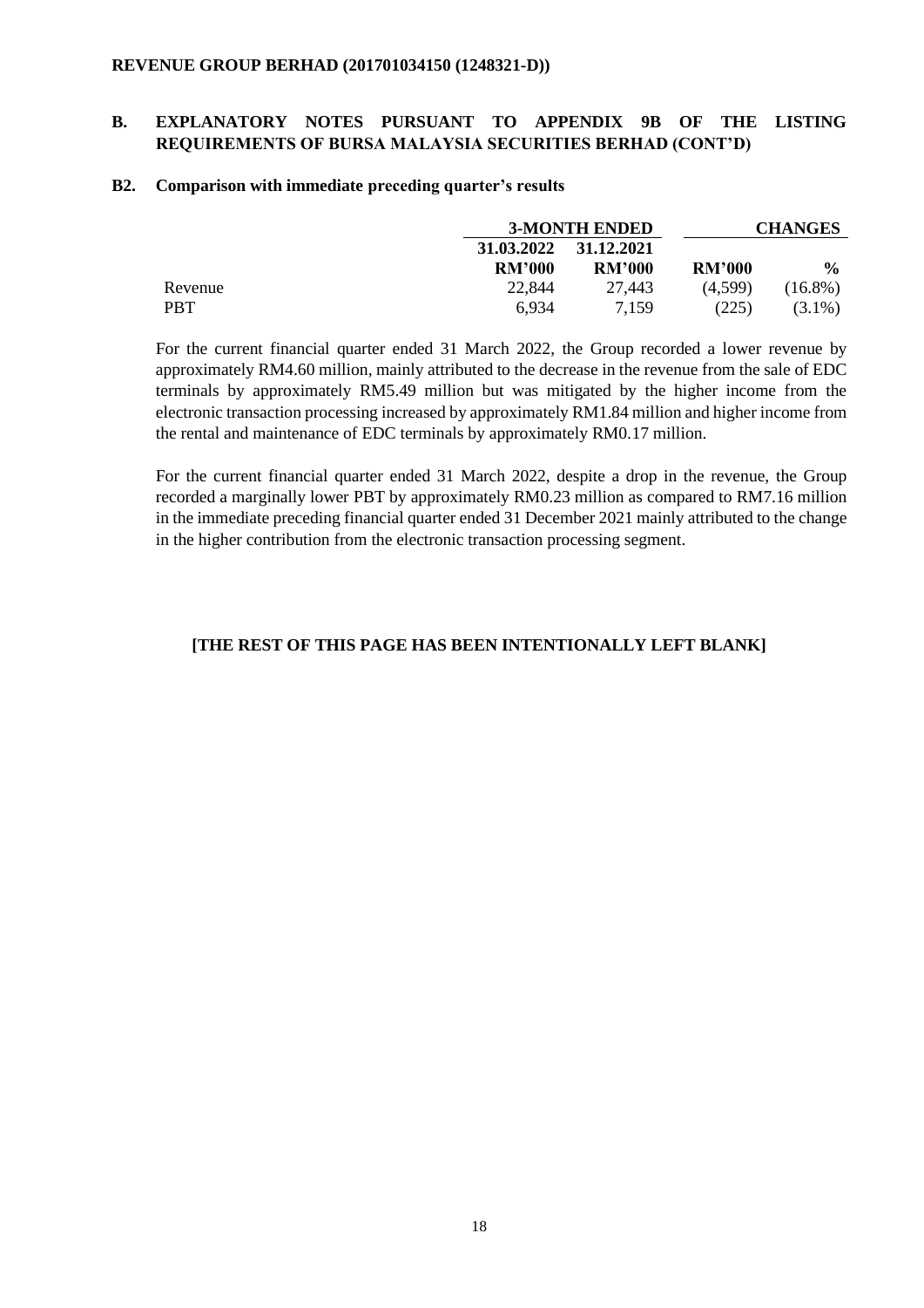## B. EXPLANATORY NOTES PURSUANT TO APPENDIX 9B OF THE LISTING REQUIREMENTS OF BURSA MALAYSIA SECURITIES BERHAD (CONT'D)

### B2. Comparison with immediate preceding quarter's results

| | 3-MONTH ENDED | | CHANGES | |
|---|---|---|---|---|
| | 31.03.2022 | 31.12.2021 | | |
| | RM'000 | RM'000 | RM'000 | % |
| Revenue | 22,844 | 27,443 | (4,599) | (16.8%) |
| PBT | 6,934 | 7,159 | (225) | (3.1%) |

For the current financial quarter ended 31 March 2022, the Group recorded a lower revenue by approximately RM4.60 million, mainly attributed to the decrease in the revenue from the sale of EDC terminals by approximately RM5.49 million but was mitigated by the higher income from the electronic transaction processing increased by approximately RM1.84 million and higher income from the rental and maintenance of EDC terminals by approximately RM0.17 million.

For the current financial quarter ended 31 March 2022, despite a drop in the revenue, the Group recorded a marginally lower PBT by approximately RM0.23 million as compared to RM7.16 million in the immediate preceding financial quarter ended 31 December 2021 mainly attributed to the change in the higher contribution from the electronic transaction processing segment.

**[THE REST OF THIS PAGE HAS BEEN INTENTIONALLY LEFT BLANK]**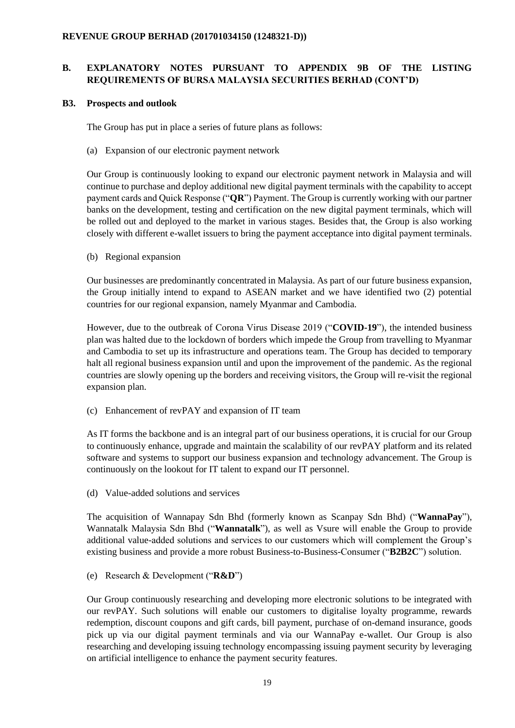**REVENUE GROUP BERHAD (201701034150 (1248321-D))**

## B. EXPLANATORY NOTES PURSUANT TO APPENDIX 9B OF THE LISTING REQUIREMENTS OF BURSA MALAYSIA SECURITIES BERHAD (CONT'D)

### B3. Prospects and outlook

The Group has put in place a series of future plans as follows:

(a) Expansion of our electronic payment network

Our Group is continuously looking to expand our electronic payment network in Malaysia and will continue to purchase and deploy additional new digital payment terminals with the capability to accept payment cards and Quick Response ("**QR**") Payment. The Group is currently working with our partner banks on the development, testing and certification on the new digital payment terminals, which will be rolled out and deployed to the market in various stages. Besides that, the Group is also working closely with different e-wallet issuers to bring the payment acceptance into digital payment terminals.

(b) Regional expansion

Our businesses are predominantly concentrated in Malaysia. As part of our future business expansion, the Group initially intend to expand to ASEAN market and we have identified two (2) potential countries for our regional expansion, namely Myanmar and Cambodia.

However, due to the outbreak of Corona Virus Disease 2019 ("**COVID-19**"), the intended business plan was halted due to the lockdown of borders which impede the Group from travelling to Myanmar and Cambodia to set up its infrastructure and operations team. The Group has decided to temporary halt all regional business expansion until and upon the improvement of the pandemic. As the regional countries are slowly opening up the borders and receiving visitors, the Group will re-visit the regional expansion plan.

(c) Enhancement of revPAY and expansion of IT team

As IT forms the backbone and is an integral part of our business operations, it is crucial for our Group to continuously enhance, upgrade and maintain the scalability of our revPAY platform and its related software and systems to support our business expansion and technology advancement. The Group is continuously on the lookout for IT talent to expand our IT personnel.

(d) Value-added solutions and services

The acquisition of Wannapay Sdn Bhd (formerly known as Scanpay Sdn Bhd) ("**WannaPay**"), Wannatalk Malaysia Sdn Bhd ("**Wannatalk**"), as well as Vsure will enable the Group to provide additional value-added solutions and services to our customers which will complement the Group's existing business and provide a more robust Business-to-Business-Consumer ("**B2B2C**") solution.

(e) Research & Development ("**R&D**")

Our Group continuously researching and developing more electronic solutions to be integrated with our revPAY. Such solutions will enable our customers to digitalise loyalty programme, rewards redemption, discount coupons and gift cards, bill payment, purchase of on-demand insurance, goods pick up via our digital payment terminals and via our WannaPay e-wallet. Our Group is also researching and developing issuing technology encompassing issuing payment security by leveraging on artificial intelligence to enhance the payment security features.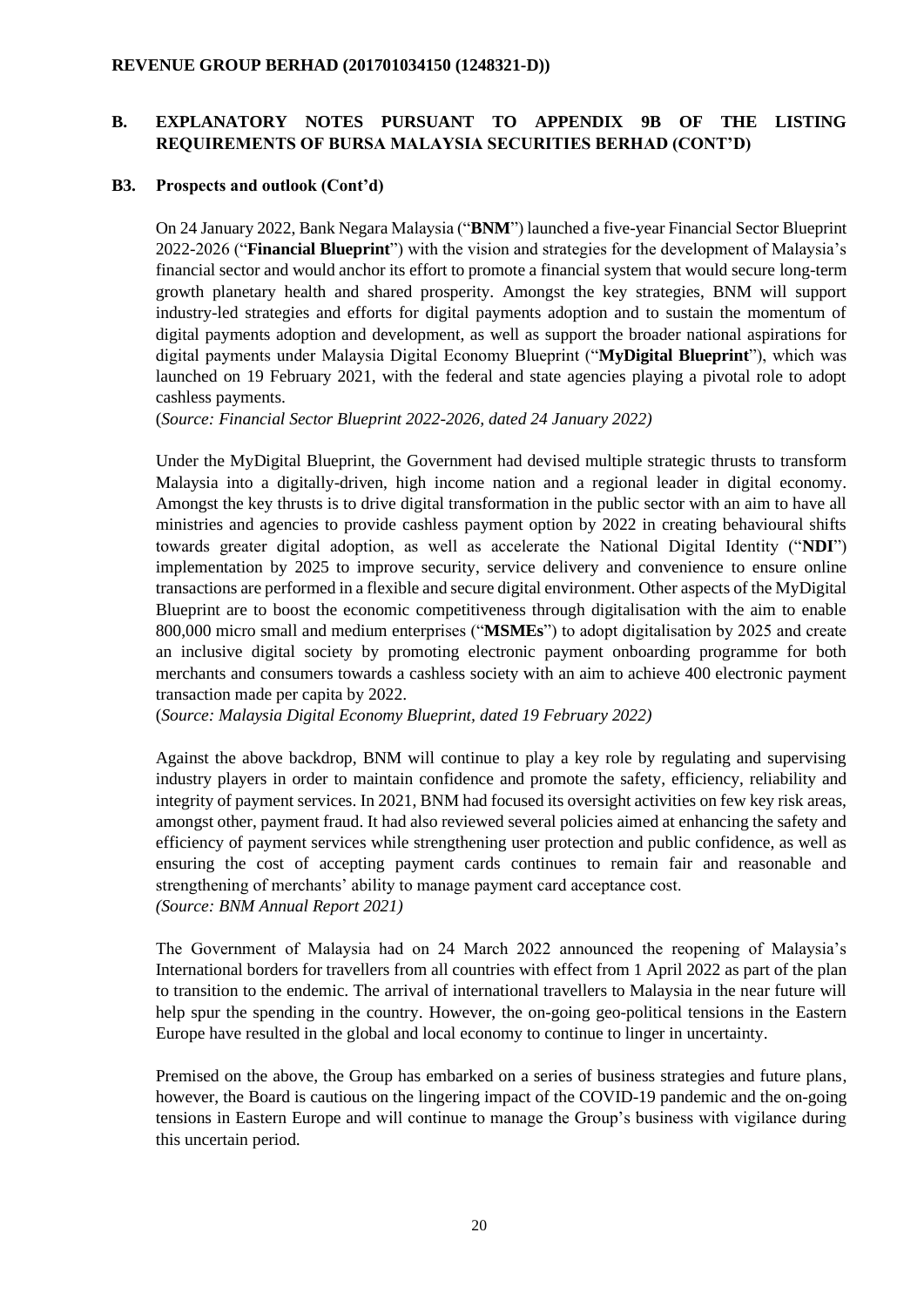## B. EXPLANATORY NOTES PURSUANT TO APPENDIX 9B OF THE LISTING REQUIREMENTS OF BURSA MALAYSIA SECURITIES BERHAD (CONT'D)

### B3. Prospects and outlook (Cont'd)

On 24 January 2022, Bank Negara Malaysia ("**BNM**") launched a five-year Financial Sector Blueprint 2022-2026 ("**Financial Blueprint**") with the vision and strategies for the development of Malaysia's financial sector and would anchor its effort to promote a financial system that would secure long-term growth planetary health and shared prosperity. Amongst the key strategies, BNM will support industry-led strategies and efforts for digital payments adoption and to sustain the momentum of digital payments adoption and development, as well as support the broader national aspirations for digital payments under Malaysia Digital Economy Blueprint ("**MyDigital Blueprint**"), which was launched on 19 February 2021, with the federal and state agencies playing a pivotal role to adopt cashless payments.

(*Source: Financial Sector Blueprint 2022-2026, dated 24 January 2022)*

Under the MyDigital Blueprint, the Government had devised multiple strategic thrusts to transform Malaysia into a digitally-driven, high income nation and a regional leader in digital economy. Amongst the key thrusts is to drive digital transformation in the public sector with an aim to have all ministries and agencies to provide cashless payment option by 2022 in creating behavioural shifts towards greater digital adoption, as well as accelerate the National Digital Identity ("**NDI**") implementation by 2025 to improve security, service delivery and convenience to ensure online transactions are performed in a flexible and secure digital environment. Other aspects of the MyDigital Blueprint are to boost the economic competitiveness through digitalisation with the aim to enable 800,000 micro small and medium enterprises ("**MSMEs**") to adopt digitalisation by 2025 and create an inclusive digital society by promoting electronic payment onboarding programme for both merchants and consumers towards a cashless society with an aim to achieve 400 electronic payment transaction made per capita by 2022.

(*Source: Malaysia Digital Economy Blueprint, dated 19 February 2022)*

Against the above backdrop, BNM will continue to play a key role by regulating and supervising industry players in order to maintain confidence and promote the safety, efficiency, reliability and integrity of payment services. In 2021, BNM had focused its oversight activities on few key risk areas, amongst other, payment fraud. It had also reviewed several policies aimed at enhancing the safety and efficiency of payment services while strengthening user protection and public confidence, as well as ensuring the cost of accepting payment cards continues to remain fair and reasonable and strengthening of merchants' ability to manage payment card acceptance cost.

*(Source: BNM Annual Report 2021)*

The Government of Malaysia had on 24 March 2022 announced the reopening of Malaysia's International borders for travellers from all countries with effect from 1 April 2022 as part of the plan to transition to the endemic. The arrival of international travellers to Malaysia in the near future will help spur the spending in the country. However, the on-going geo-political tensions in the Eastern Europe have resulted in the global and local economy to continue to linger in uncertainty.

Premised on the above, the Group has embarked on a series of business strategies and future plans, however, the Board is cautious on the lingering impact of the COVID-19 pandemic and the on-going tensions in Eastern Europe and will continue to manage the Group's business with vigilance during this uncertain period.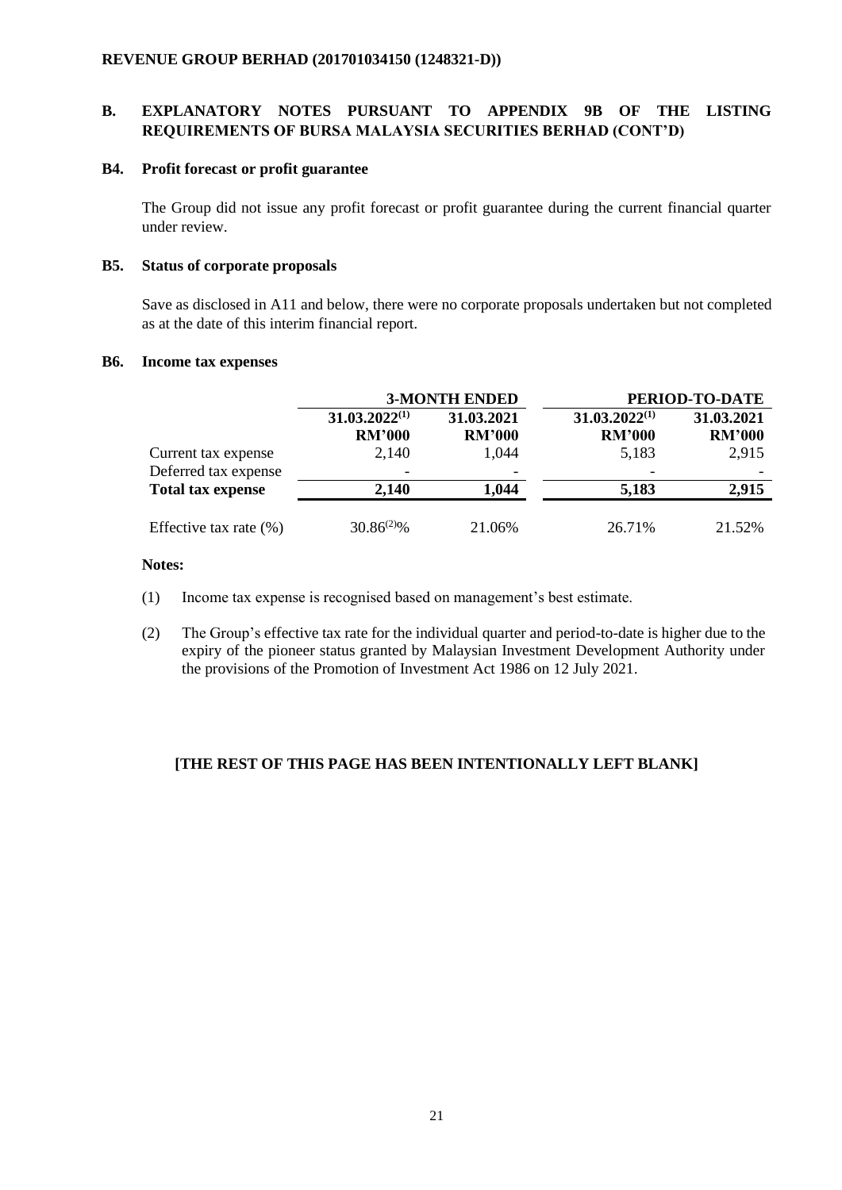**REVENUE GROUP BERHAD (201701034150 (1248321-D))**

## B. EXPLANATORY NOTES PURSUANT TO APPENDIX 9B OF THE LISTING REQUIREMENTS OF BURSA MALAYSIA SECURITIES BERHAD (CONT'D)

### B4. Profit forecast or profit guarantee

The Group did not issue any profit forecast or profit guarantee during the current financial quarter under review.

### B5. Status of corporate proposals

Save as disclosed in A11 and below, there were no corporate proposals undertaken but not completed as at the date of this interim financial report.

### B6. Income tax expenses

| | 3-MONTH ENDED | | PERIOD-TO-DATE | |
|---|---|---|---|---|
| | **31.03.2022[1]** | **31.03.2021** | **31.03.2022[1]** | **31.03.2021** |
| | **RM'000** | **RM'000** | **RM'000** | **RM'000** |
| Current tax expense | 2,140 | 1,044 | 5,183 | 2,915 |
| Deferred tax expense | - | - | - | - |
| **Total tax expense** | **2,140** | **1,044** | **5,183** | **2,915** |
| Effective tax rate (%) | 30.86[2]% | 21.06% | 26.71% | 21.52% |

**Notes:**

(1) Income tax expense is recognised based on management's best estimate.

(2) The Group's effective tax rate for the individual quarter and period-to-date is higher due to the expiry of the pioneer status granted by Malaysian Investment Development Authority under the provisions of the Promotion of Investment Act 1986 on 12 July 2021.

**[THE REST OF THIS PAGE HAS BEEN INTENTIONALLY LEFT BLANK]**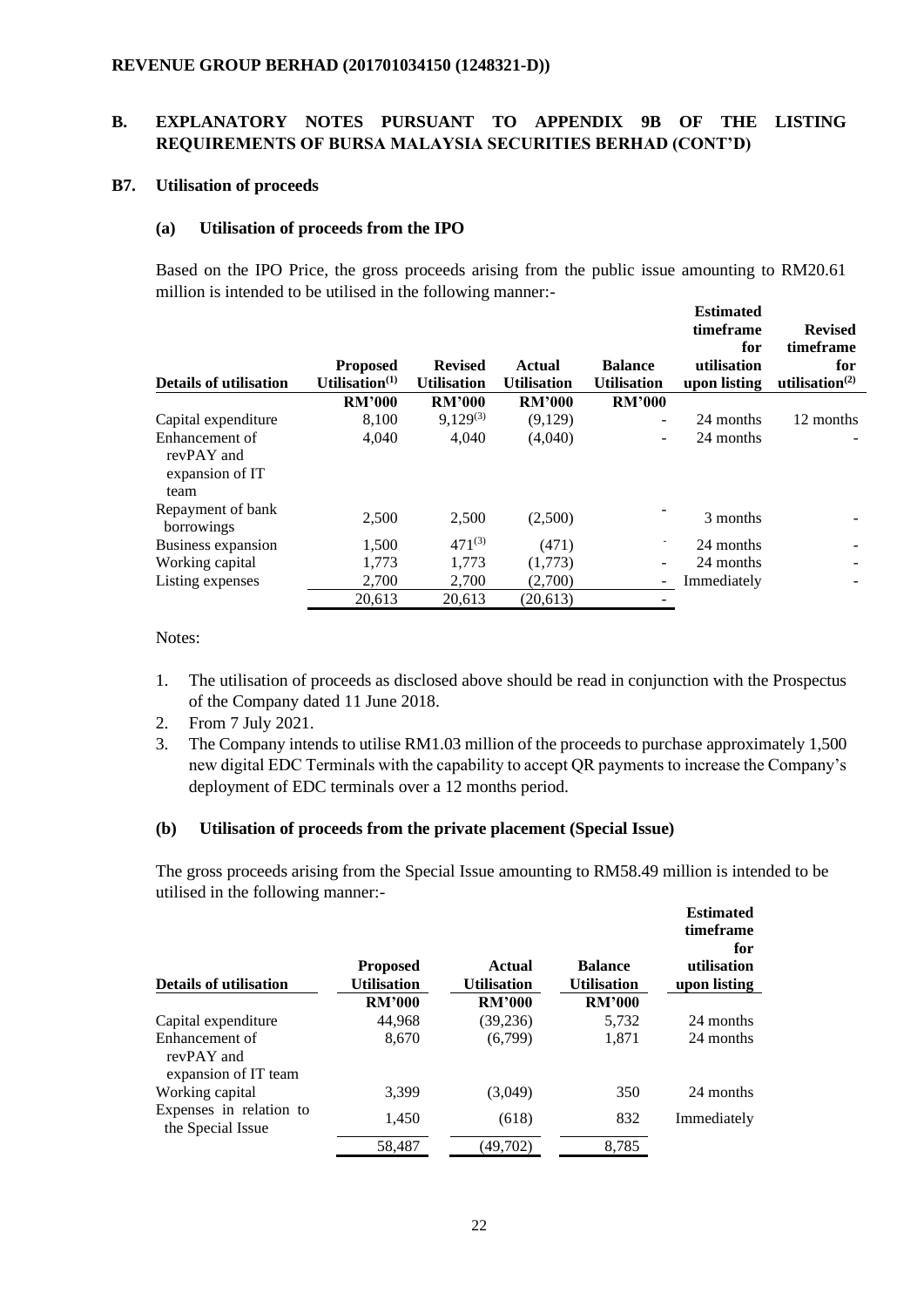**REVENUE GROUP BERHAD (201701034150 (1248321-D))**

## B. EXPLANATORY NOTES PURSUANT TO APPENDIX 9B OF THE LISTING REQUIREMENTS OF BURSA MALAYSIA SECURITIES BERHAD (CONT'D)

### B7. Utilisation of proceeds

#### (a) Utilisation of proceeds from the IPO

Based on the IPO Price, the gross proceeds arising from the public issue amounting to RM20.61 million is intended to be utilised in the following manner:-

| Details of utilisation | Proposed Utilisation[(1)] | Revised Utilisation | Actual Utilisation | Balance Utilisation | Estimated timeframe for utilisation upon listing | Revised timeframe for utilisation[(2)] |
|---|---|---|---|---|---|---|
| | RM'000 | RM'000 | RM'000 | RM'000 | | |
| Capital expenditure | 8,100 | 9,129[(3)] | (9,129) | - | 24 months | 12 months |
| Enhancement of revPAY and expansion of IT team | 4,040 | 4,040 | (4,040) | - | 24 months | - |
| Repayment of bank borrowings | 2,500 | 2,500 | (2,500) | - | 3 months | - |
| Business expansion | 1,500 | 471[(3)] | (471) | - | 24 months | - |
| Working capital | 1,773 | 1,773 | (1,773) | - | 24 months | - |
| Listing expenses | 2,700 | 2,700 | (2,700) | - | Immediately | - |
| | 20,613 | 20,613 | (20,613) | - | | |

Notes:

1. The utilisation of proceeds as disclosed above should be read in conjunction with the Prospectus of the Company dated 11 June 2018.
2. From 7 July 2021.
3. The Company intends to utilise RM1.03 million of the proceeds to purchase approximately 1,500 new digital EDC Terminals with the capability to accept QR payments to increase the Company's deployment of EDC terminals over a 12 months period.

#### (b) Utilisation of proceeds from the private placement (Special Issue)

The gross proceeds arising from the Special Issue amounting to RM58.49 million is intended to be utilised in the following manner:-

| Details of utilisation | Proposed Utilisation | Actual Utilisation | Balance Utilisation | Estimated timeframe for utilisation upon listing |
|---|---|---|---|---|
| | RM'000 | RM'000 | RM'000 | |
| Capital expenditure | 44,968 | (39,236) | 5,732 | 24 months |
| Enhancement of revPAY and expansion of IT team | 8,670 | (6,799) | 1,871 | 24 months |
| Working capital | 3,399 | (3,049) | 350 | 24 months |
| Expenses in relation to the Special Issue | 1,450 | (618) | 832 | Immediately |
| | 58,487 | (49,702) | 8,785 | |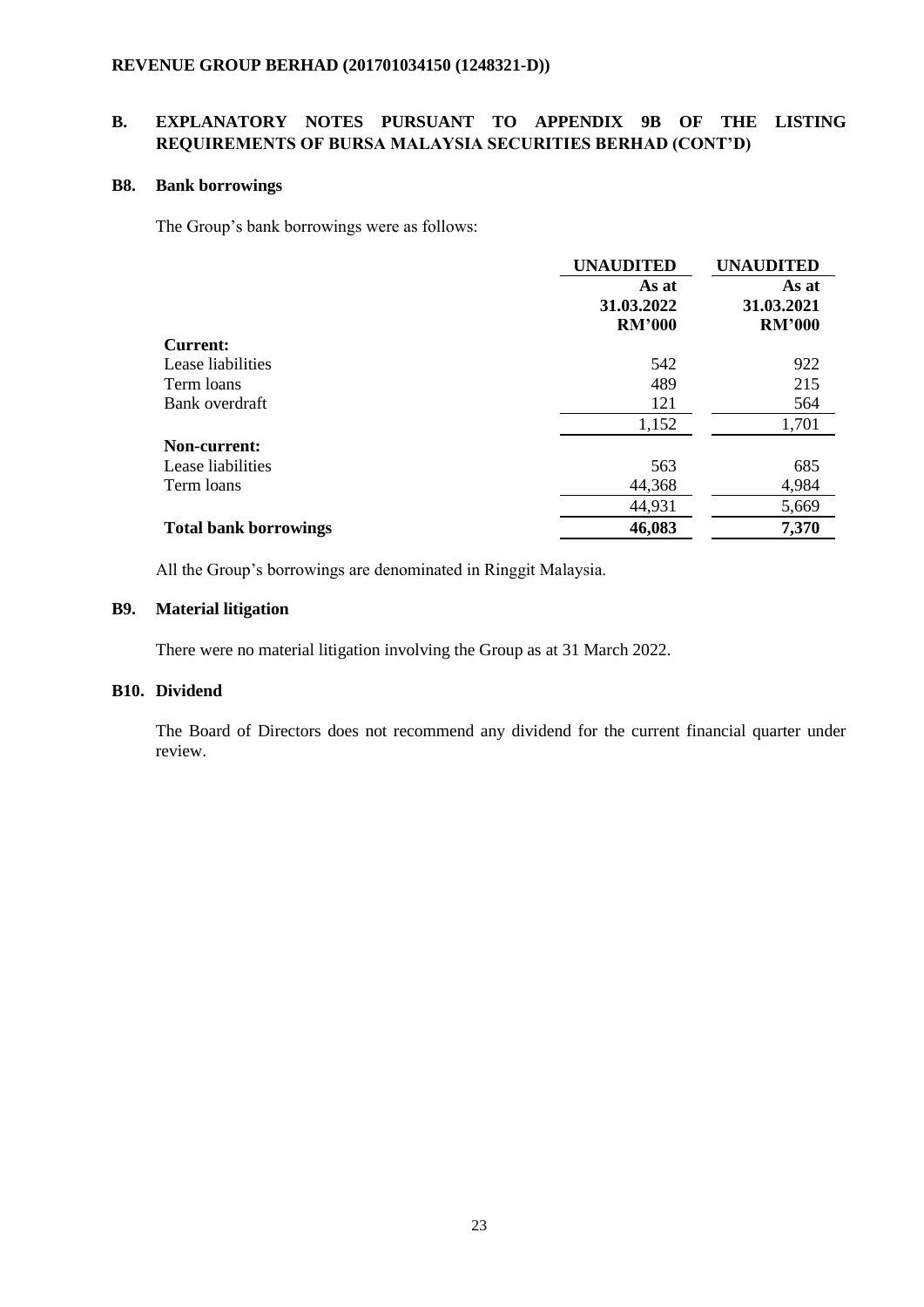**REVENUE GROUP BERHAD (201701034150 (1248321-D))**

## B. EXPLANATORY NOTES PURSUANT TO APPENDIX 9B OF THE LISTING REQUIREMENTS OF BURSA MALAYSIA SECURITIES BERHAD (CONT'D)

### B8. Bank borrowings

The Group's bank borrowings were as follows:

| | UNAUDITED<br>As at<br>31.03.2022<br>RM'000 | UNAUDITED<br>As at<br>31.03.2021<br>RM'000 |
|---|---|---|
| **Current:** | | |
| Lease liabilities | 542 | 922 |
| Term loans | 489 | 215 |
| Bank overdraft | 121 | 564 |
| | 1,152 | 1,701 |
| **Non-current:** | | |
| Lease liabilities | 563 | 685 |
| Term loans | 44,368 | 4,984 |
| | 44,931 | 5,669 |
| **Total bank borrowings** | **46,083** | **7,370** |

All the Group's borrowings are denominated in Ringgit Malaysia.

### B9. Material litigation

There were no material litigation involving the Group as at 31 March 2022.

### B10. Dividend

The Board of Directors does not recommend any dividend for the current financial quarter under review.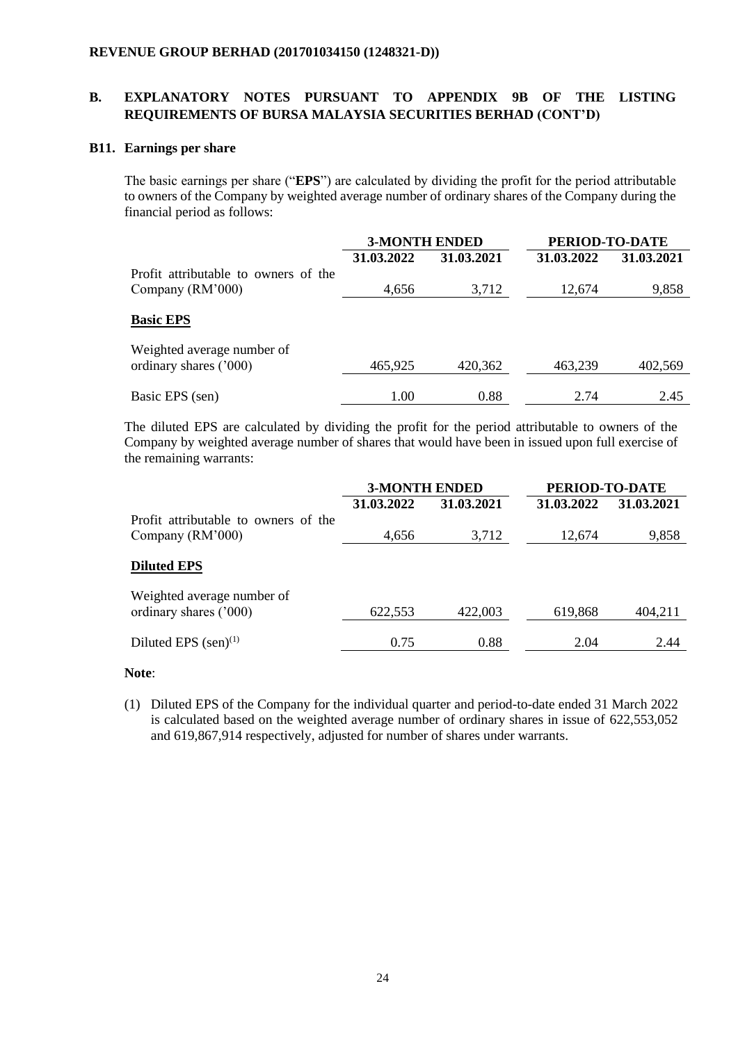**REVENUE GROUP BERHAD (201701034150 (1248321-D))**

## B. EXPLANATORY NOTES PURSUANT TO APPENDIX 9B OF THE LISTING REQUIREMENTS OF BURSA MALAYSIA SECURITIES BERHAD (CONT'D)

### B11. Earnings per share

The basic earnings per share ("**EPS**") are calculated by dividing the profit for the period attributable to owners of the Company by weighted average number of ordinary shares of the Company during the financial period as follows:

| | 3-MONTH ENDED | | PERIOD-TO-DATE | |
|---|---|---|---|---|
| | 31.03.2022 | 31.03.2021 | 31.03.2022 | 31.03.2021 |
| Profit attributable to owners of the Company (RM'000) | 4,656 | 3,712 | 12,674 | 9,858 |
| **Basic EPS** | | | | |
| Weighted average number of ordinary shares ('000) | 465,925 | 420,362 | 463,239 | 402,569 |
| Basic EPS (sen) | 1.00 | 0.88 | 2.74 | 2.45 |

The diluted EPS are calculated by dividing the profit for the period attributable to owners of the Company by weighted average number of shares that would have been in issued upon full exercise of the remaining warrants:

| | 3-MONTH ENDED | | PERIOD-TO-DATE | |
|---|---|---|---|---|
| | 31.03.2022 | 31.03.2021 | 31.03.2022 | 31.03.2021 |
| Profit attributable to owners of the Company (RM'000) | 4,656 | 3,712 | 12,674 | 9,858 |
| **Diluted EPS** | | | | |
| Weighted average number of ordinary shares ('000) | 622,553 | 422,003 | 619,868 | 404,211 |
| Diluted EPS (sen)[(1)] | 0.75 | 0.88 | 2.04 | 2.44 |

**Note**:

(1) Diluted EPS of the Company for the individual quarter and period-to-date ended 31 March 2022 is calculated based on the weighted average number of ordinary shares in issue of 622,553,052 and 619,867,914 respectively, adjusted for number of shares under warrants.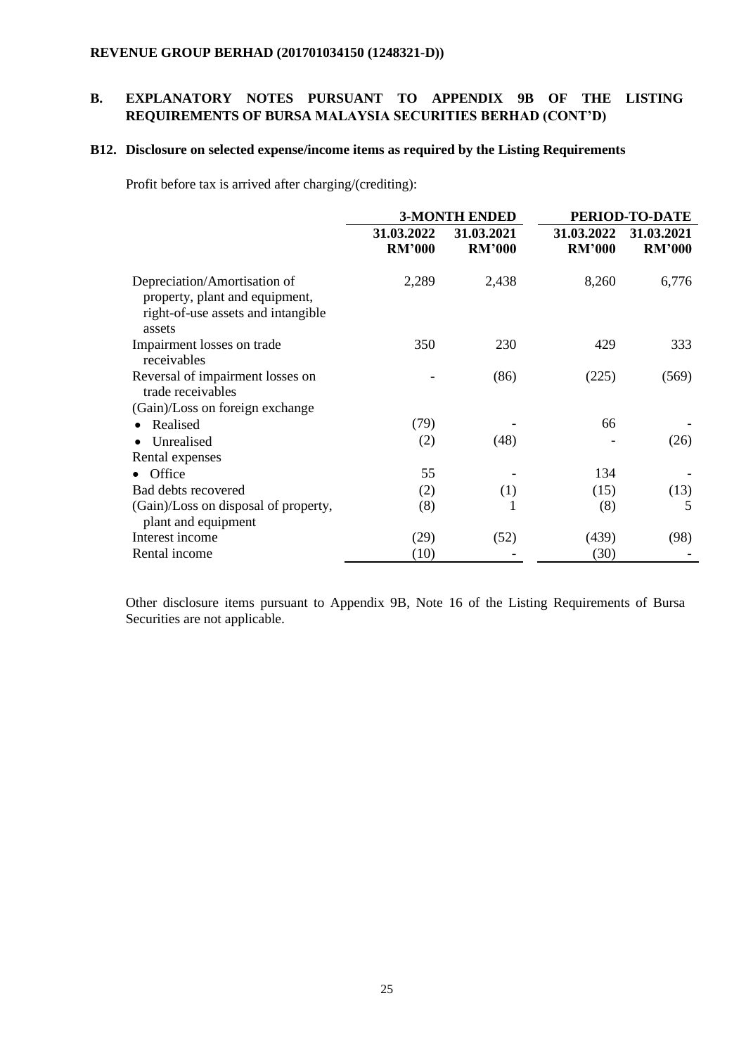REVENUE GROUP BERHAD (201701034150 (1248321-D))

## B. EXPLANATORY NOTES PURSUANT TO APPENDIX 9B OF THE LISTING REQUIREMENTS OF BURSA MALAYSIA SECURITIES BERHAD (CONT'D)

### B12. Disclosure on selected expense/income items as required by the Listing Requirements

Profit before tax is arrived after charging/(crediting):

| | 3-MONTH ENDED | | PERIOD-TO-DATE | |
|---|---|---|---|---|
| | 31.03.2022 RM'000 | 31.03.2021 RM'000 | 31.03.2022 RM'000 | 31.03.2021 RM'000 |
| Depreciation/Amortisation of property, plant and equipment, right-of-use assets and intangible assets | 2,289 | 2,438 | 8,260 | 6,776 |
| Impairment losses on trade receivables | 350 | 230 | 429 | 333 |
| Reversal of impairment losses on trade receivables | - | (86) | (225) | (569) |
| (Gain)/Loss on foreign exchange | | | | |
| • Realised | (79) | - | 66 | - |
| • Unrealised | (2) | (48) | - | (26) |
| Rental expenses | | | | |
| • Office | 55 | - | 134 | - |
| Bad debts recovered | (2) | (1) | (15) | (13) |
| (Gain)/Loss on disposal of property, plant and equipment | (8) | 1 | (8) | 5 |
| Interest income | (29) | (52) | (439) | (98) |
| Rental income | (10) | - | (30) | - |

Other disclosure items pursuant to Appendix 9B, Note 16 of the Listing Requirements of Bursa Securities are not applicable.